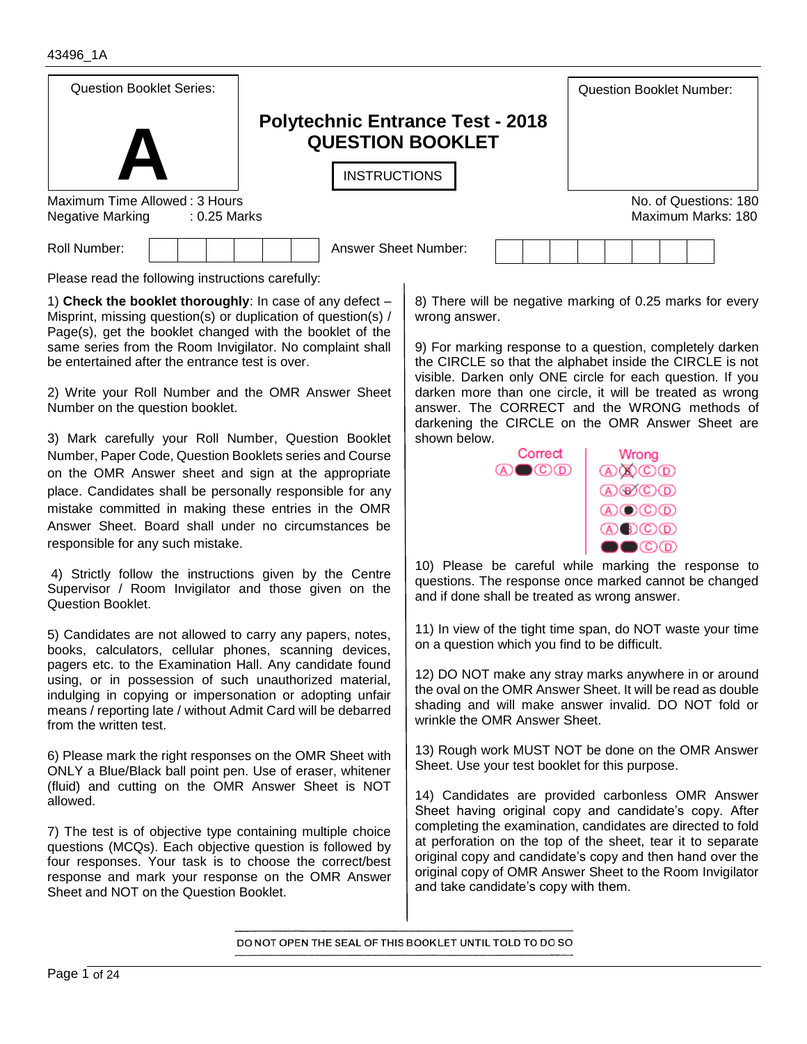43496_1A

| Question Booklet Series: | | Question Booklet Number: |
|---|---|---|
| **A** | **Polytechnic Entrance Test - 2018** **QUESTION BOOKLET** INSTRUCTIONS | |

Maximum Time Allowed : 3 Hours
Negative Marking : 0.25 Marks

No. of Questions: 180
Maximum Marks: 180

Roll Number: | | | | | | |

Answer Sheet Number: | | | | | | | | |

Please read the following instructions carefully:

1) **Check the booklet thoroughly**: In case of any defect – Misprint, missing question(s) or duplication of question(s) / Page(s), get the booklet changed with the booklet of the same series from the Room Invigilator. No complaint shall be entertained after the entrance test is over.

2) Write your Roll Number and the OMR Answer Sheet Number on the question booklet.

3) Mark carefully your Roll Number, Question Booklet Number, Paper Code, Question Booklets series and Course on the OMR Answer sheet and sign at the appropriate place. Candidates shall be personally responsible for any mistake committed in making these entries in the OMR Answer Sheet. Board shall under no circumstances be responsible for any such mistake.

4) Strictly follow the instructions given by the Centre Supervisor / Room Invigilator and those given on the Question Booklet.

5) Candidates are not allowed to carry any papers, notes, books, calculators, cellular phones, scanning devices, pagers etc. to the Examination Hall. Any candidate found using, or in possession of such unauthorized material, indulging in copying or impersonation or adopting unfair means / reporting late / without Admit Card will be debarred from the written test.

6) Please mark the right responses on the OMR Sheet with ONLY a Blue/Black ball point pen. Use of eraser, whitener (fluid) and cutting on the OMR Answer Sheet is NOT allowed.

7) The test is of objective type containing multiple choice questions (MCQs). Each objective question is followed by four responses. Your task is to choose the correct/best response and mark your response on the OMR Answer Sheet and NOT on the Question Booklet.

8) There will be negative marking of 0.25 marks for every wrong answer.

9) For marking response to a question, completely darken the CIRCLE so that the alphabet inside the CIRCLE is not visible. Darken only ONE circle for each question. If you darken more than one circle, it will be treated as wrong answer. The CORRECT and the WRONG methods of darkening the CIRCLE on the OMR Answer Sheet are shown below.

Correct | Wrong

10) Please be careful while marking the response to questions. The response once marked cannot be changed and if done shall be treated as wrong answer.

11) In view of the tight time span, do NOT waste your time on a question which you find to be difficult.

12) DO NOT make any stray marks anywhere in or around the oval on the OMR Answer Sheet. It will be read as double shading and will make answer invalid. DO NOT fold or wrinkle the OMR Answer Sheet.

13) Rough work MUST NOT be done on the OMR Answer Sheet. Use your test booklet for this purpose.

14) Candidates are provided carbonless OMR Answer Sheet having original copy and candidate's copy. After completing the examination, candidates are directed to fold at perforation on the top of the sheet, tear it to separate original copy and candidate's copy and then hand over the original copy of OMR Answer Sheet to the Room Invigilator and take candidate's copy with them.

DO NOT OPEN THE SEAL OF THIS BOOKLET UNTIL TOLD TO DO SO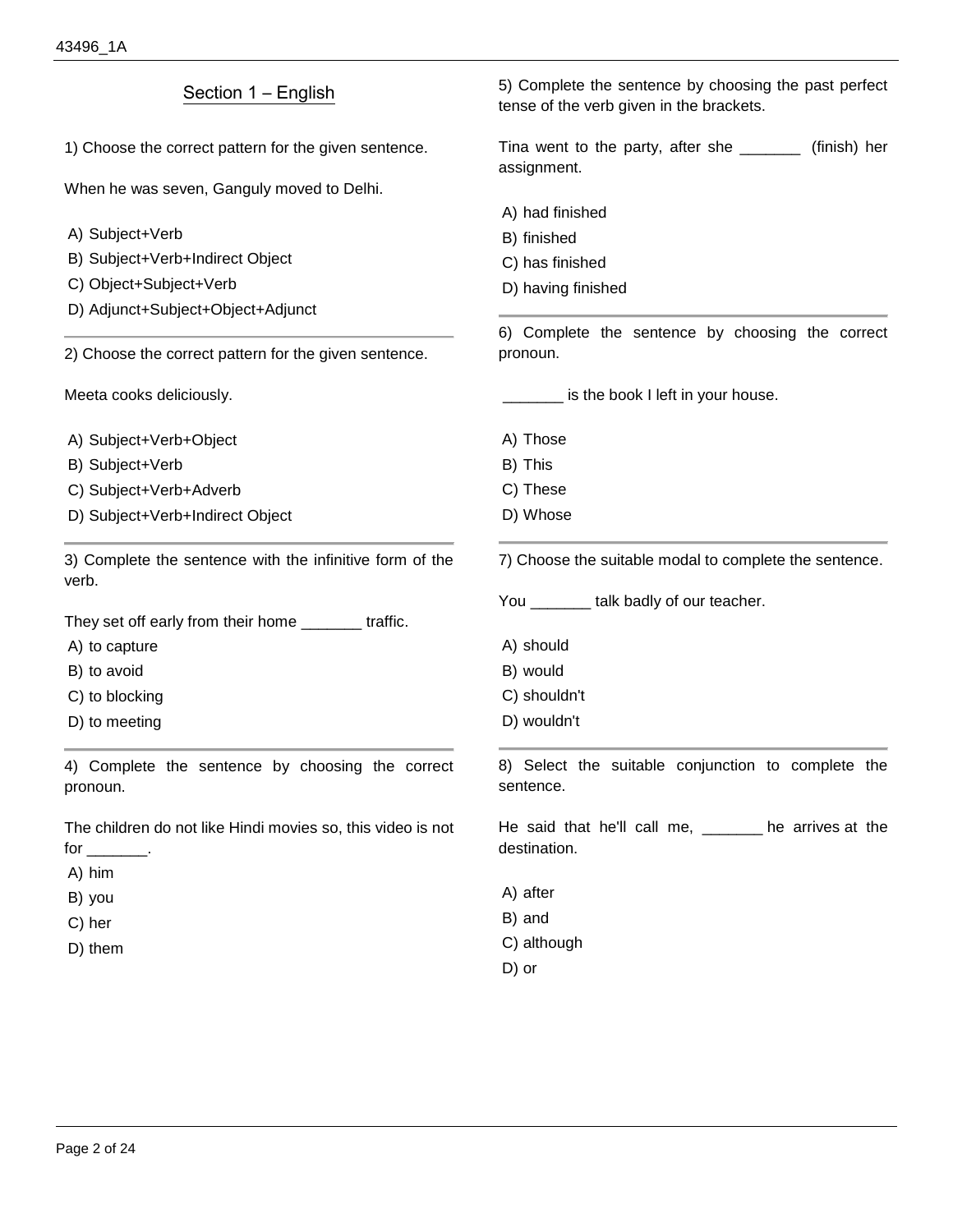## Section 1 – English

1) Choose the correct pattern for the given sentence.

When he was seven, Ganguly moved to Delhi.

A) Subject+Verb
B) Subject+Verb+Indirect Object
C) Object+Subject+Verb
D) Adjunct+Subject+Object+Adjunct

---

2) Choose the correct pattern for the given sentence.

Meeta cooks deliciously.

A) Subject+Verb+Object
B) Subject+Verb
C) Subject+Verb+Adverb
D) Subject+Verb+Indirect Object

---

3) Complete the sentence with the infinitive form of the verb.

They set off early from their home _______ traffic.

A) to capture
B) to avoid
C) to blocking
D) to meeting

---

4) Complete the sentence by choosing the correct pronoun.

The children do not like Hindi movies so, this video is not for _______.

A) him
B) you
C) her
D) them

---

5) Complete the sentence by choosing the past perfect tense of the verb given in the brackets.

Tina went to the party, after she _______ (finish) her assignment.

A) had finished
B) finished
C) has finished
D) having finished

---

6) Complete the sentence by choosing the correct pronoun.

_______ is the book I left in your house.

A) Those
B) This
C) These
D) Whose

---

7) Choose the suitable modal to complete the sentence.

You _______ talk badly of our teacher.

A) should
B) would
C) shouldn't
D) wouldn't

---

8) Select the suitable conjunction to complete the sentence.

He said that he'll call me, _______ he arrives at the destination.

A) after
B) and
C) although
D) or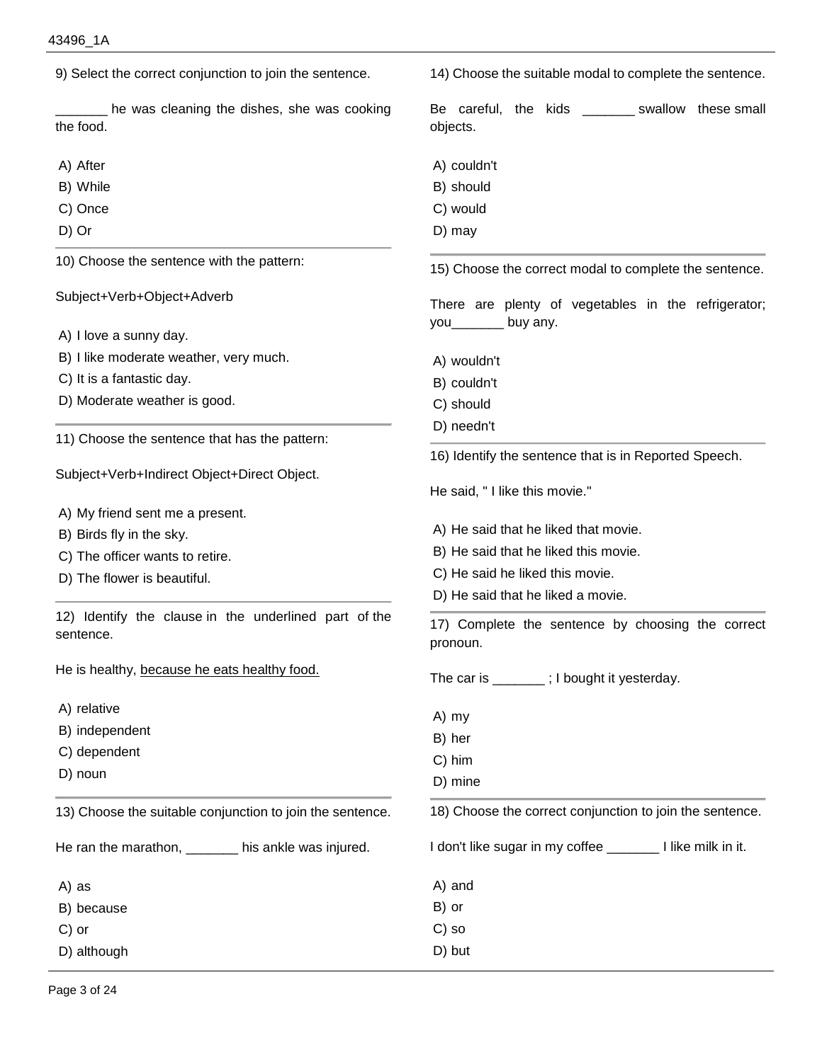9) Select the correct conjunction to join the sentence.

_______ he was cleaning the dishes, she was cooking the food.

A) After
B) While
C) Once
D) Or

10) Choose the sentence with the pattern:

Subject+Verb+Object+Adverb

A) I love a sunny day.
B) I like moderate weather, very much.
C) It is a fantastic day.
D) Moderate weather is good.

11) Choose the sentence that has the pattern:

Subject+Verb+Indirect Object+Direct Object.

A) My friend sent me a present.
B) Birds fly in the sky.
C) The officer wants to retire.
D) The flower is beautiful.

12) Identify the clause in the underlined part of the sentence.

He is healthy, <u>because he eats healthy food.</u>

A) relative
B) independent
C) dependent
D) noun

13) Choose the suitable conjunction to join the sentence.

He ran the marathon, _______ his ankle was injured.

A) as
B) because
C) or
D) although

14) Choose the suitable modal to complete the sentence.

Be careful, the kids _______ swallow these small objects.

A) couldn't
B) should
C) would
D) may

15) Choose the correct modal to complete the sentence.

There are plenty of vegetables in the refrigerator; you_______ buy any.

A) wouldn't
B) couldn't
C) should
D) needn't

16) Identify the sentence that is in Reported Speech.

He said, " I like this movie."

A) He said that he liked that movie.
B) He said that he liked this movie.
C) He said he liked this movie.
D) He said that he liked a movie.

17) Complete the sentence by choosing the correct pronoun.

The car is _______ ; I bought it yesterday.

A) my
B) her
C) him
D) mine

18) Choose the correct conjunction to join the sentence.

I don't like sugar in my coffee _______ I like milk in it.

A) and
B) or
C) so
D) but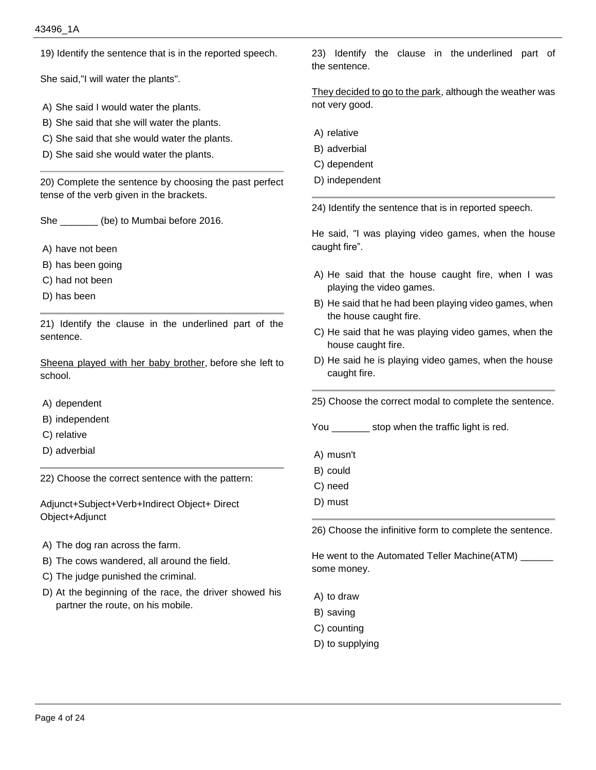19) Identify the sentence that is in the reported speech.

She said,"I will water the plants".

A) She said I would water the plants.
B) She said that she will water the plants.
C) She said that she would water the plants.
D) She said she would water the plants.

---

20) Complete the sentence by choosing the past perfect tense of the verb given in the brackets.

She _______ (be) to Mumbai before 2016.

A) have not been
B) has been going
C) had not been
D) has been

---

21) Identify the clause in the underlined part of the sentence.

<u>Sheena played with her baby brother</u>, before she left to school.

A) dependent
B) independent
C) relative
D) adverbial

---

22) Choose the correct sentence with the pattern:

Adjunct+Subject+Verb+Indirect Object+ Direct Object+Adjunct

A) The dog ran across the farm.
B) The cows wandered, all around the field.
C) The judge punished the criminal.
D) At the beginning of the race, the driver showed his partner the route, on his mobile.

---

23) Identify the clause in the underlined part of the sentence.

<u>They decided to go to the park</u>, although the weather was not very good.

A) relative
B) adverbial
C) dependent
D) independent

---

24) Identify the sentence that is in reported speech.

He said, "I was playing video games, when the house caught fire”.

A) He said that the house caught fire, when I was playing the video games.
B) He said that he had been playing video games, when the house caught fire.
C) He said that he was playing video games, when the house caught fire.
D) He said he is playing video games, when the house caught fire.

---

25) Choose the correct modal to complete the sentence.

You _______ stop when the traffic light is red.

A) musn't
B) could
C) need
D) must

---

26) Choose the infinitive form to complete the sentence.

He went to the Automated Teller Machine(ATM) ______ some money.

A) to draw
B) saving
C) counting
D) to supplying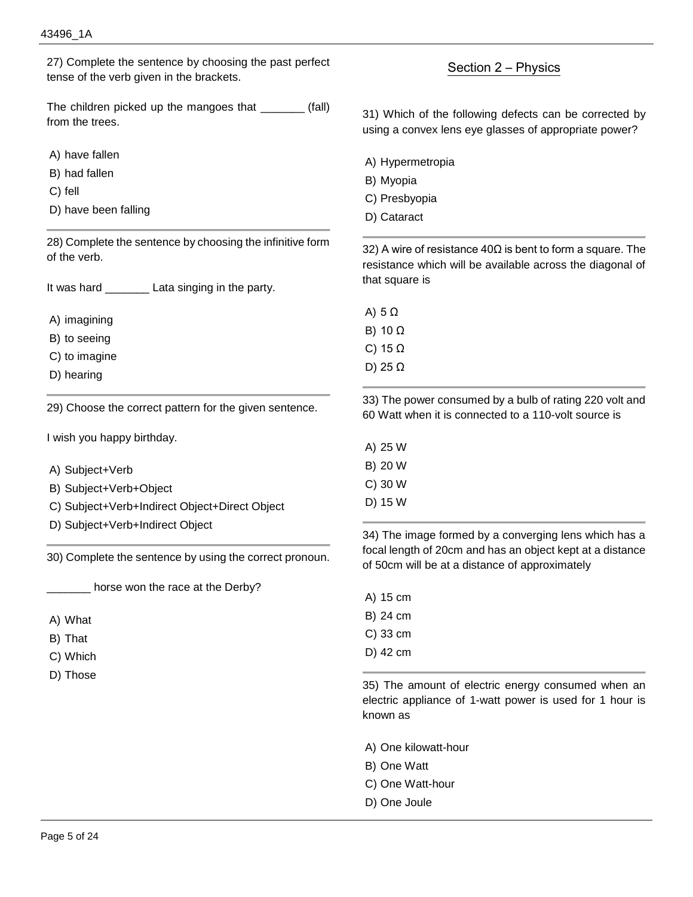27) Complete the sentence by choosing the past perfect tense of the verb given in the brackets.

The children picked up the mangoes that _______ (fall) from the trees.

A) have fallen
B) had fallen
C) fell
D) have been falling

---

28) Complete the sentence by choosing the infinitive form of the verb.

It was hard _______ Lata singing in the party.

A) imagining
B) to seeing
C) to imagine
D) hearing

---

29) Choose the correct pattern for the given sentence.

I wish you happy birthday.

A) Subject+Verb
B) Subject+Verb+Object
C) Subject+Verb+Indirect Object+Direct Object
D) Subject+Verb+Indirect Object

---

30) Complete the sentence by using the correct pronoun.

_______ horse won the race at the Derby?

A) What
B) That
C) Which
D) Those

## Section 2 – Physics

31) Which of the following defects can be corrected by using a convex lens eye glasses of appropriate power?

A) Hypermetropia
B) Myopia
C) Presbyopia
D) Cataract

---

32) A wire of resistance $40\Omega$ is bent to form a square. The resistance which will be available across the diagonal of that square is

A) $5\ \Omega$
B) $10\ \Omega$
C) $15\ \Omega$
D) $25\ \Omega$

---

33) The power consumed by a bulb of rating 220 volt and 60 Watt when it is connected to a 110-volt source is

A) 25 W
B) 20 W
C) 30 W
D) 15 W

---

34) The image formed by a converging lens which has a focal length of 20cm and has an object kept at a distance of 50cm will be at a distance of approximately

A) 15 cm
B) 24 cm
C) 33 cm
D) 42 cm

---

35) The amount of electric energy consumed when an electric appliance of 1-watt power is used for 1 hour is known as

A) One kilowatt-hour
B) One Watt
C) One Watt-hour
D) One Joule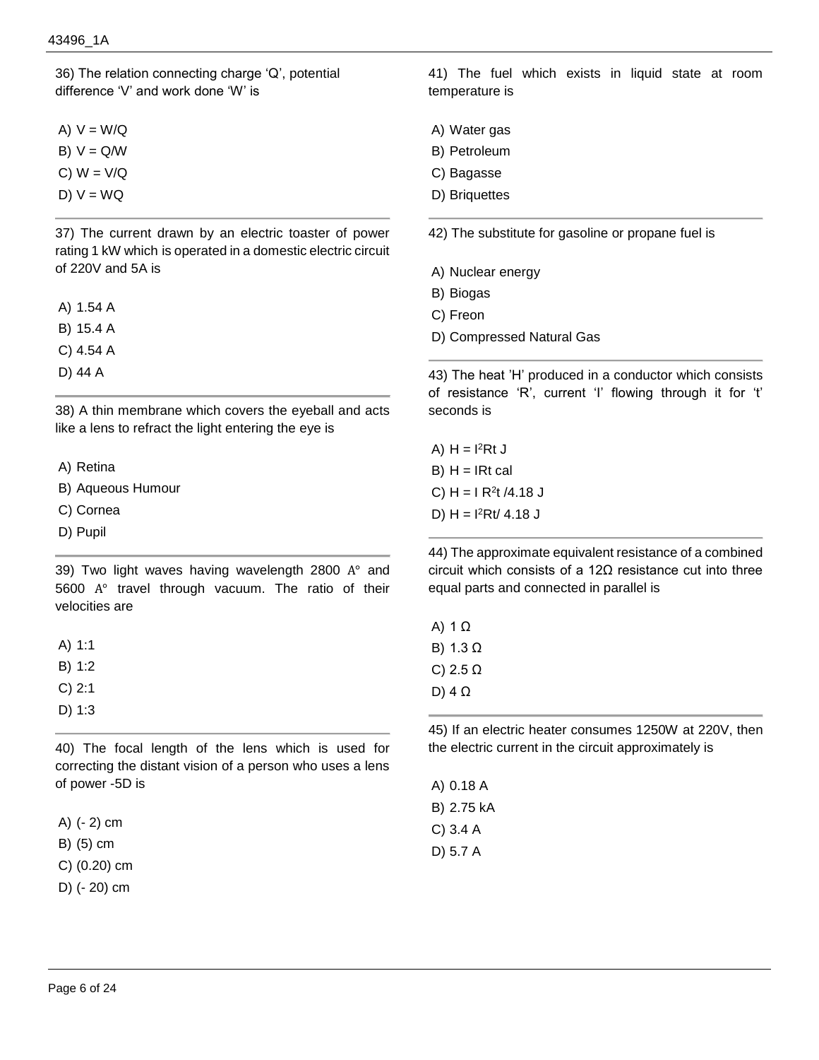36) The relation connecting charge 'Q', potential difference 'V' and work done 'W' is

A) $V = W/Q$
B) $V = Q/W$
C) $W = V/Q$
D) $V = WQ$

37) The current drawn by an electric toaster of power rating 1 kW which is operated in a domestic electric circuit of 220V and 5A is

A) 1.54 A
B) 15.4 A
C) 4.54 A
D) 44 A

38) A thin membrane which covers the eyeball and acts like a lens to refract the light entering the eye is

A) Retina
B) Aqueous Humour
C) Cornea
D) Pupil

39) Two light waves having wavelength 2800 A° and 5600 A° travel through vacuum. The ratio of their velocities are

A) 1:1
B) 1:2
C) 2:1
D) 1:3

40) The focal length of the lens which is used for correcting the distant vision of a person who uses a lens of power -5D is

A) (- 2) cm
B) (5) cm
C) (0.20) cm
D) (- 20) cm

41) The fuel which exists in liquid state at room temperature is

A) Water gas
B) Petroleum
C) Bagasse
D) Briquettes

42) The substitute for gasoline or propane fuel is

A) Nuclear energy
B) Biogas
C) Freon
D) Compressed Natural Gas

43) The heat 'H' produced in a conductor which consists of resistance 'R', current 'I' flowing through it for 't' seconds is

A) $H = I^2Rt$ J
B) $H = IRt$ cal
C) $H = I R^2t /4.18$ J
D) $H = I^2Rt/ 4.18$ J

44) The approximate equivalent resistance of a combined circuit which consists of a 12Ω resistance cut into three equal parts and connected in parallel is

A) 1 Ω
B) 1.3 Ω
C) 2.5 Ω
D) 4 Ω

45) If an electric heater consumes 1250W at 220V, then the electric current in the circuit approximately is

A) 0.18 A
B) 2.75 kA
C) 3.4 A
D) 5.7 A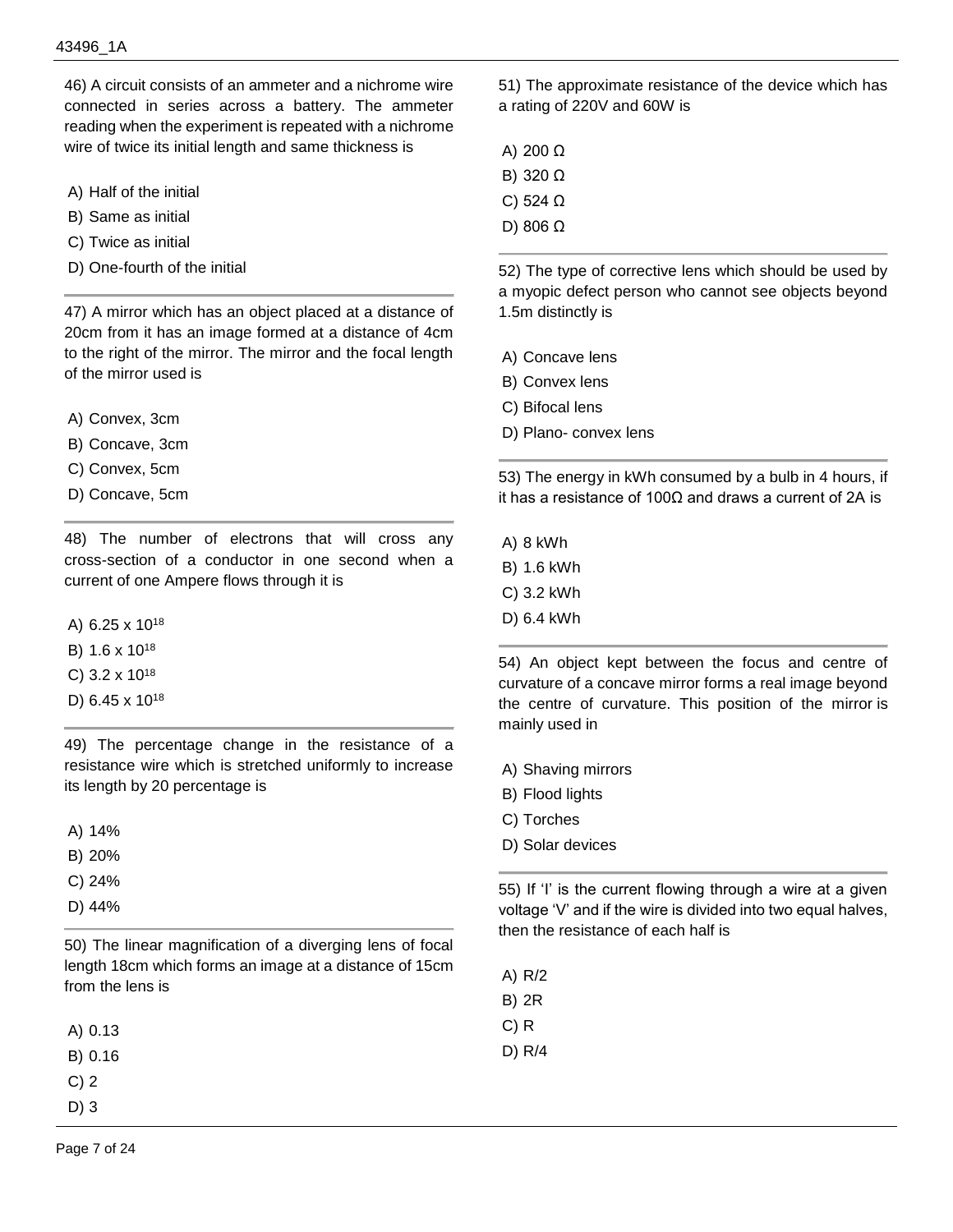46) A circuit consists of an ammeter and a nichrome wire connected in series across a battery. The ammeter reading when the experiment is repeated with a nichrome wire of twice its initial length and same thickness is

A) Half of the initial
B) Same as initial
C) Twice as initial
D) One-fourth of the initial

47) A mirror which has an object placed at a distance of 20cm from it has an image formed at a distance of 4cm to the right of the mirror. The mirror and the focal length of the mirror used is

A) Convex, 3cm
B) Concave, 3cm
C) Convex, 5cm
D) Concave, 5cm

48) The number of electrons that will cross any cross-section of a conductor in one second when a current of one Ampere flows through it is

A) $6.25 \times 10^{18}$
B) $1.6 \times 10^{18}$
C) $3.2 \times 10^{18}$
D) $6.45 \times 10^{18}$

49) The percentage change in the resistance of a resistance wire which is stretched uniformly to increase its length by 20 percentage is

A) 14%
B) 20%
C) 24%
D) 44%

50) The linear magnification of a diverging lens of focal length 18cm which forms an image at a distance of 15cm from the lens is

A) 0.13
B) 0.16
C) 2
D) 3

51) The approximate resistance of the device which has a rating of 220V and 60W is

A) 200 Ω
B) 320 Ω
C) 524 Ω
D) 806 Ω

52) The type of corrective lens which should be used by a myopic defect person who cannot see objects beyond 1.5m distinctly is

A) Concave lens
B) Convex lens
C) Bifocal lens
D) Plano- convex lens

53) The energy in kWh consumed by a bulb in 4 hours, if it has a resistance of 100Ω and draws a current of 2A is

A) 8 kWh
B) 1.6 kWh
C) 3.2 kWh
D) 6.4 kWh

54) An object kept between the focus and centre of curvature of a concave mirror forms a real image beyond the centre of curvature. This position of the mirror is mainly used in

A) Shaving mirrors
B) Flood lights
C) Torches
D) Solar devices

55) If 'I' is the current flowing through a wire at a given voltage 'V' and if the wire is divided into two equal halves, then the resistance of each half is

A) R/2
B) 2R
C) R
D) R/4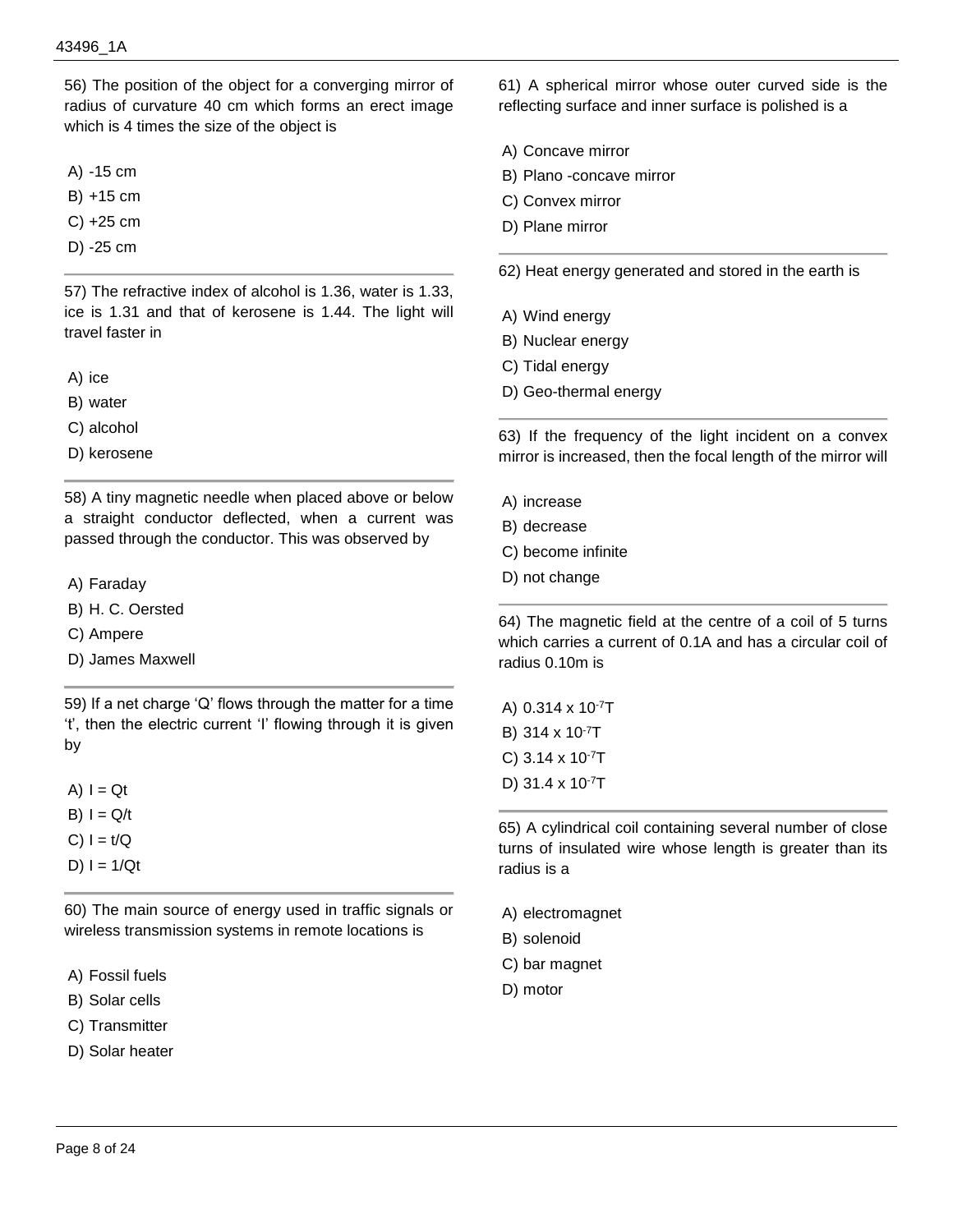56) The position of the object for a converging mirror of radius of curvature 40 cm which forms an erect image which is 4 times the size of the object is

A) -15 cm
B) +15 cm
C) +25 cm
D) -25 cm

57) The refractive index of alcohol is 1.36, water is 1.33, ice is 1.31 and that of kerosene is 1.44. The light will travel faster in

A) ice
B) water
C) alcohol
D) kerosene

58) A tiny magnetic needle when placed above or below a straight conductor deflected, when a current was passed through the conductor. This was observed by

A) Faraday
B) H. C. Oersted
C) Ampere
D) James Maxwell

59) If a net charge 'Q' flows through the matter for a time 't', then the electric current 'I' flowing through it is given by

A) I = Qt
B) I = Q/t
C) I = t/Q
D) I = 1/Qt

60) The main source of energy used in traffic signals or wireless transmission systems in remote locations is

A) Fossil fuels
B) Solar cells
C) Transmitter
D) Solar heater

61) A spherical mirror whose outer curved side is the reflecting surface and inner surface is polished is a

A) Concave mirror
B) Plano -concave mirror
C) Convex mirror
D) Plane mirror

62) Heat energy generated and stored in the earth is

A) Wind energy
B) Nuclear energy
C) Tidal energy
D) Geo-thermal energy

63) If the frequency of the light incident on a convex mirror is increased, then the focal length of the mirror will

A) increase
B) decrease
C) become infinite
D) not change

64) The magnetic field at the centre of a coil of 5 turns which carries a current of 0.1A and has a circular coil of radius 0.10m is

A) $0.314 \times 10^{-7}$T
B) $314 \times 10^{-7}$T
C) $3.14 \times 10^{-7}$T
D) $31.4 \times 10^{-7}$T

65) A cylindrical coil containing several number of close turns of insulated wire whose length is greater than its radius is a

A) electromagnet
B) solenoid
C) bar magnet
D) motor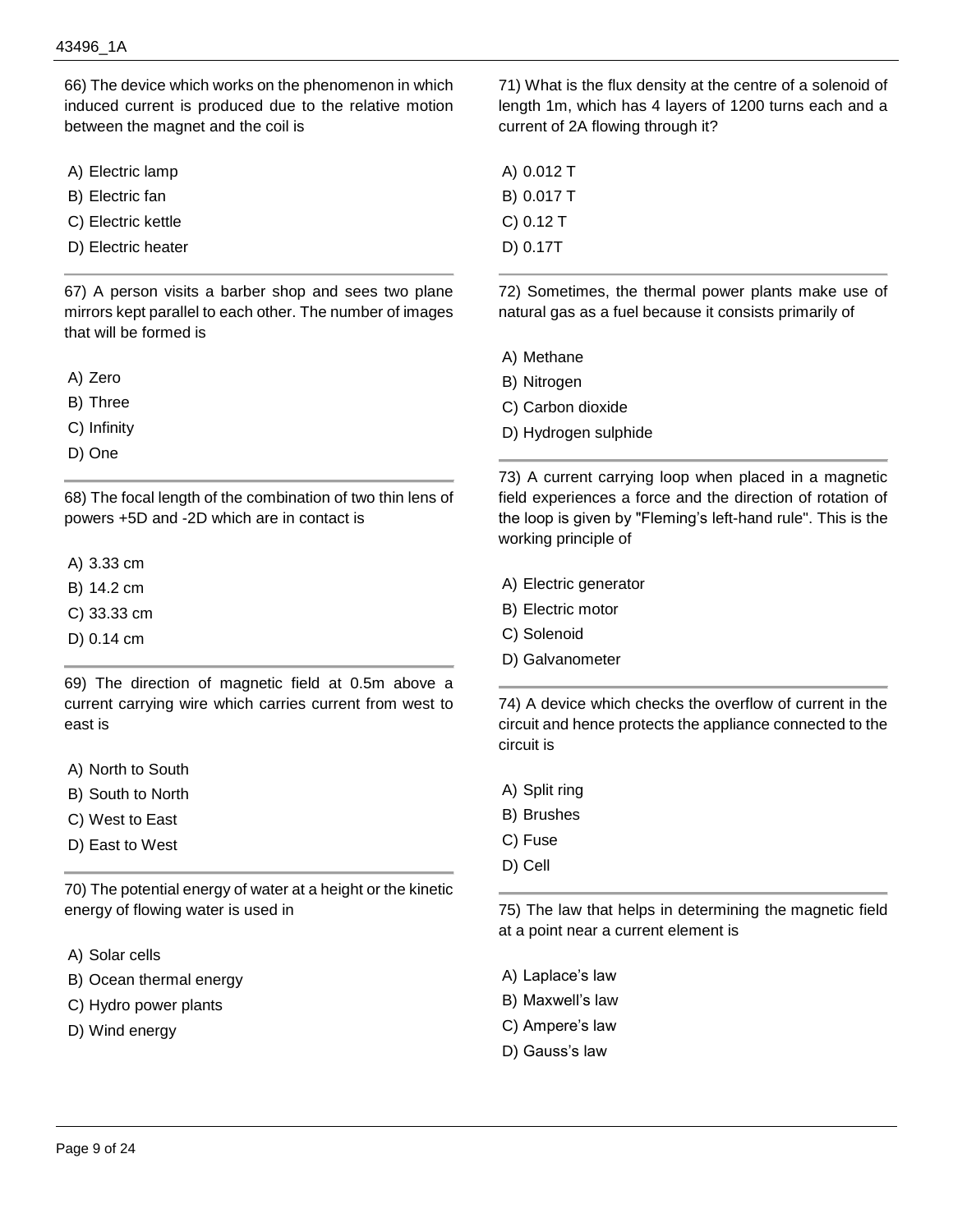66) The device which works on the phenomenon in which induced current is produced due to the relative motion between the magnet and the coil is

A) Electric lamp
B) Electric fan
C) Electric kettle
D) Electric heater

67) A person visits a barber shop and sees two plane mirrors kept parallel to each other. The number of images that will be formed is

A) Zero
B) Three
C) Infinity
D) One

68) The focal length of the combination of two thin lens of powers +5D and -2D which are in contact is

A) 3.33 cm
B) 14.2 cm
C) 33.33 cm
D) 0.14 cm

69) The direction of magnetic field at 0.5m above a current carrying wire which carries current from west to east is

A) North to South
B) South to North
C) West to East
D) East to West

70) The potential energy of water at a height or the kinetic energy of flowing water is used in

A) Solar cells
B) Ocean thermal energy
C) Hydro power plants
D) Wind energy

71) What is the flux density at the centre of a solenoid of length 1m, which has 4 layers of 1200 turns each and a current of 2A flowing through it?

A) 0.012 T
B) 0.017 T
C) 0.12 T
D) 0.17T

72) Sometimes, the thermal power plants make use of natural gas as a fuel because it consists primarily of

A) Methane
B) Nitrogen
C) Carbon dioxide
D) Hydrogen sulphide

73) A current carrying loop when placed in a magnetic field experiences a force and the direction of rotation of the loop is given by "Fleming's left-hand rule". This is the working principle of

A) Electric generator
B) Electric motor
C) Solenoid
D) Galvanometer

74) A device which checks the overflow of current in the circuit and hence protects the appliance connected to the circuit is

A) Split ring
B) Brushes
C) Fuse
D) Cell

75) The law that helps in determining the magnetic field at a point near a current element is

A) Laplace's law
B) Maxwell's law
C) Ampere's law
D) Gauss's law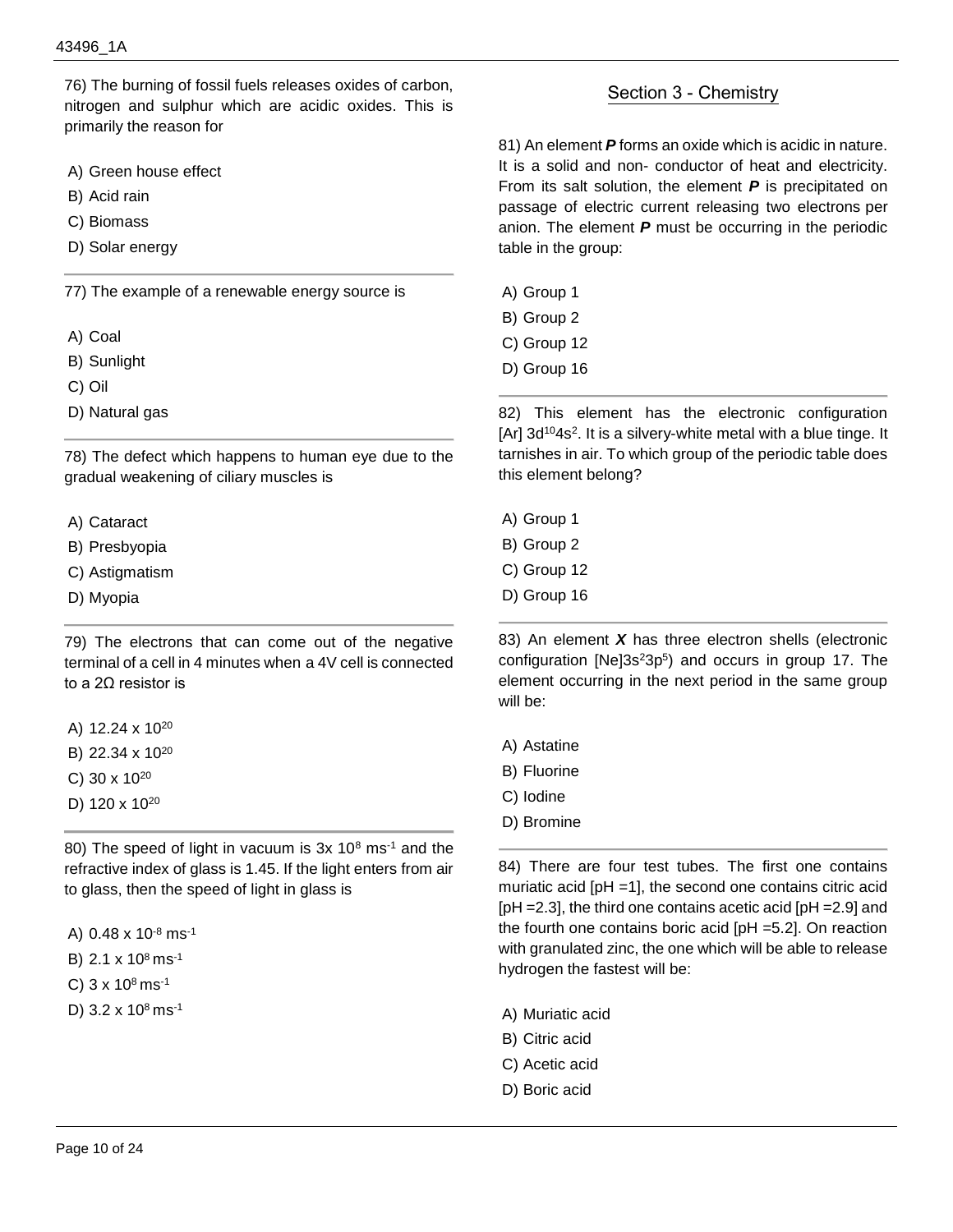76) The burning of fossil fuels releases oxides of carbon, nitrogen and sulphur which are acidic oxides. This is primarily the reason for

A) Green house effect
B) Acid rain
C) Biomass
D) Solar energy

---

77) The example of a renewable energy source is

A) Coal
B) Sunlight
C) Oil
D) Natural gas

---

78) The defect which happens to human eye due to the gradual weakening of ciliary muscles is

A) Cataract
B) Presbyopia
C) Astigmatism
D) Myopia

---

79) The electrons that can come out of the negative terminal of a cell in 4 minutes when a 4V cell is connected to a 2Ω resistor is

A) $12.24 \times 10^{20}$
B) $22.34 \times 10^{20}$
C) $30 \times 10^{20}$
D) $120 \times 10^{20}$

---

80) The speed of light in vacuum is $3 \times 10^{8}$ $ms^{-1}$ and the refractive index of glass is 1.45. If the light enters from air to glass, then the speed of light in glass is

A) $0.48 \times 10^{-8}$ $ms^{-1}$
B) $2.1 \times 10^{8}$ $ms^{-1}$
C) $3 \times 10^{8}$ $ms^{-1}$
D) $3.2 \times 10^{8}$ $ms^{-1}$

## Section 3 - Chemistry

81) An element ***P*** forms an oxide which is acidic in nature. It is a solid and non- conductor of heat and electricity. From its salt solution, the element ***P*** is precipitated on passage of electric current releasing two electrons per anion. The element ***P*** must be occurring in the periodic table in the group:

A) Group 1
B) Group 2
C) Group 12
D) Group 16

---

82) This element has the electronic configuration [Ar] $3d^{10}4s^{2}$. It is a silvery-white metal with a blue tinge. It tarnishes in air. To which group of the periodic table does this element belong?

A) Group 1
B) Group 2
C) Group 12
D) Group 16

---

83) An element ***X*** has three electron shells (electronic configuration [Ne]$3s^{2}3p^{5}$) and occurs in group 17. The element occurring in the next period in the same group will be:

A) Astatine
B) Fluorine
C) Iodine
D) Bromine

---

84) There are four test tubes. The first one contains muriatic acid [pH =1], the second one contains citric acid [pH =2.3], the third one contains acetic acid [pH =2.9] and the fourth one contains boric acid [pH =5.2]. On reaction with granulated zinc, the one which will be able to release hydrogen the fastest will be:

A) Muriatic acid
B) Citric acid
C) Acetic acid
D) Boric acid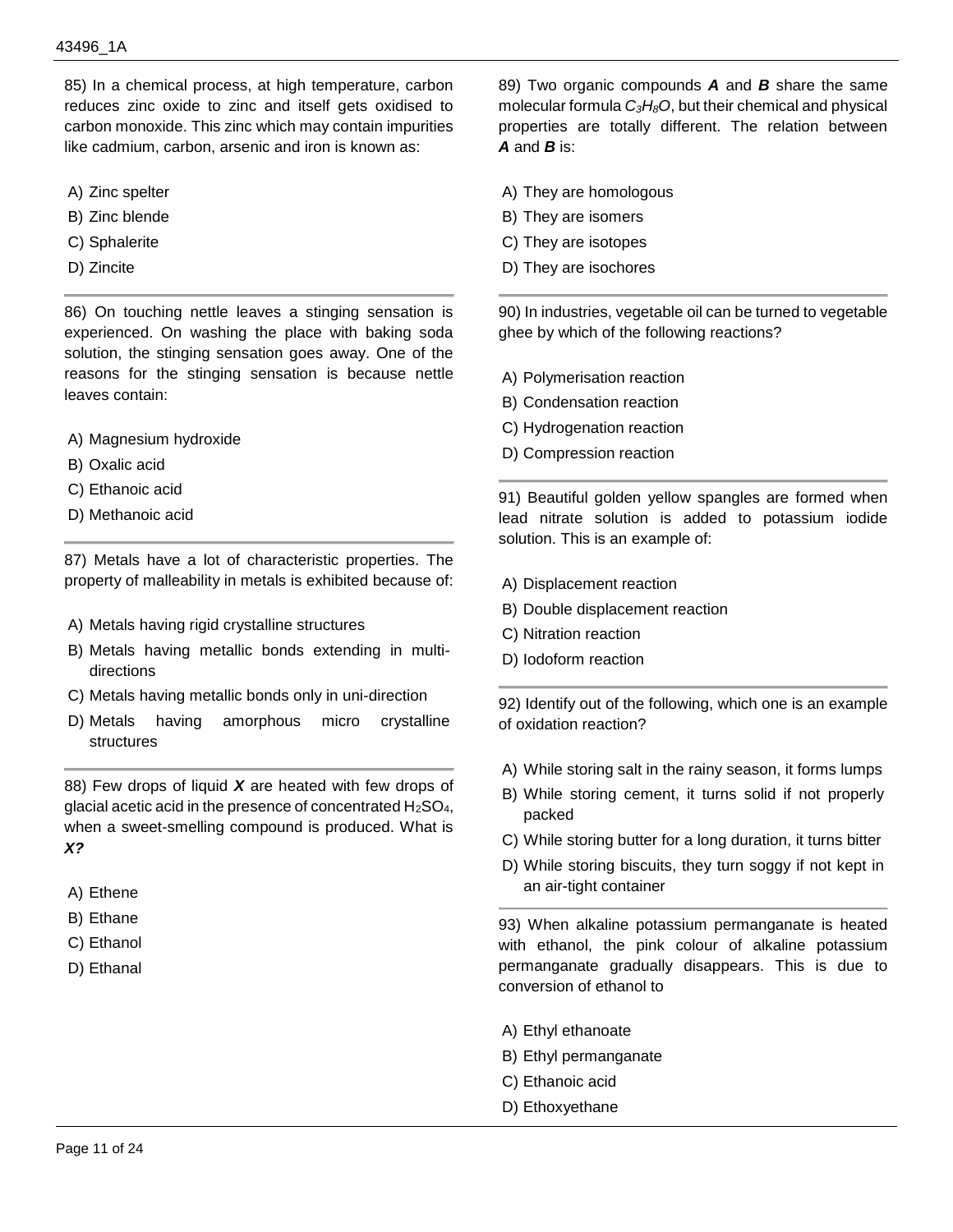85) In a chemical process, at high temperature, carbon reduces zinc oxide to zinc and itself gets oxidised to carbon monoxide. This zinc which may contain impurities like cadmium, carbon, arsenic and iron is known as:

A) Zinc spelter
B) Zinc blende
C) Sphalerite
D) Zincite

86) On touching nettle leaves a stinging sensation is experienced. On washing the place with baking soda solution, the stinging sensation goes away. One of the reasons for the stinging sensation is because nettle leaves contain:

A) Magnesium hydroxide
B) Oxalic acid
C) Ethanoic acid
D) Methanoic acid

87) Metals have a lot of characteristic properties. The property of malleability in metals is exhibited because of:

A) Metals having rigid crystalline structures
B) Metals having metallic bonds extending in multi-directions
C) Metals having metallic bonds only in uni-direction
D) Metals having amorphous micro crystalline structures

88) Few drops of liquid ***X*** are heated with few drops of glacial acetic acid in the presence of concentrated $H_2SO_4$, when a sweet-smelling compound is produced. What is ***X?***

A) Ethene
B) Ethane
C) Ethanol
D) Ethanal

89) Two organic compounds ***A*** and ***B*** share the same molecular formula $C_3H_8O$, but their chemical and physical properties are totally different. The relation between ***A*** and ***B*** is:

A) They are homologous
B) They are isomers
C) They are isotopes
D) They are isochores

90) In industries, vegetable oil can be turned to vegetable ghee by which of the following reactions?

A) Polymerisation reaction
B) Condensation reaction
C) Hydrogenation reaction
D) Compression reaction

91) Beautiful golden yellow spangles are formed when lead nitrate solution is added to potassium iodide solution. This is an example of:

A) Displacement reaction
B) Double displacement reaction
C) Nitration reaction
D) Iodoform reaction

92) Identify out of the following, which one is an example of oxidation reaction?

A) While storing salt in the rainy season, it forms lumps
B) While storing cement, it turns solid if not properly packed
C) While storing butter for a long duration, it turns bitter
D) While storing biscuits, they turn soggy if not kept in an air-tight container

93) When alkaline potassium permanganate is heated with ethanol, the pink colour of alkaline potassium permanganate gradually disappears. This is due to conversion of ethanol to

A) Ethyl ethanoate
B) Ethyl permanganate
C) Ethanoic acid
D) Ethoxyethane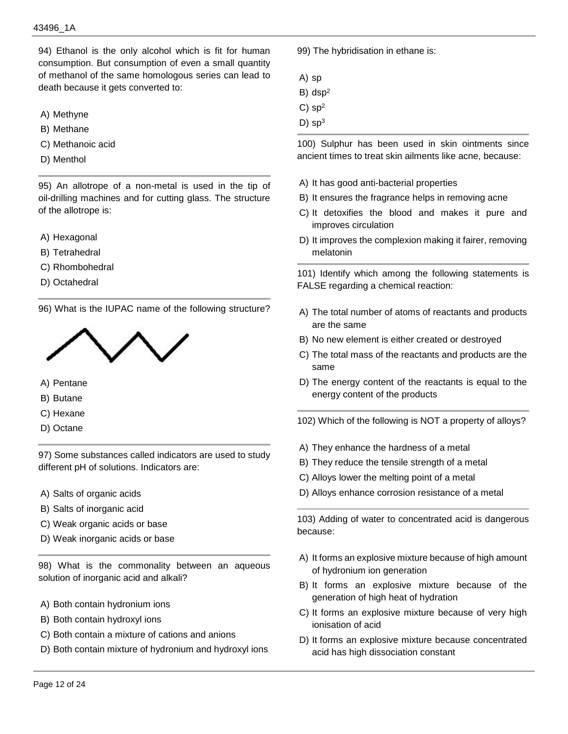94) Ethanol is the only alcohol which is fit for human consumption. But consumption of even a small quantity of methanol of the same homologous series can lead to death because it gets converted to:

A) Methyne
B) Methane
C) Methanoic acid
D) Menthol

95) An allotrope of a non-metal is used in the tip of oil-drilling machines and for cutting glass. The structure of the allotrope is:

A) Hexagonal
B) Tetrahedral
C) Rhombohedral
D) Octahedral

96) What is the IUPAC name of the following structure?

A) Pentane
B) Butane
C) Hexane
D) Octane

97) Some substances called indicators are used to study different pH of solutions. Indicators are:

A) Salts of organic acids
B) Salts of inorganic acid
C) Weak organic acids or base
D) Weak inorganic acids or base

98) What is the commonality between an aqueous solution of inorganic acid and alkali?

A) Both contain hydronium ions
B) Both contain hydroxyl ions
C) Both contain a mixture of cations and anions
D) Both contain mixture of hydronium and hydroxyl ions

99) The hybridisation in ethane is:

A) sp
B) $dsp^2$
C) $sp^2$
D) $sp^3$

100) Sulphur has been used in skin ointments since ancient times to treat skin ailments like acne, because:

A) It has good anti-bacterial properties
B) It ensures the fragrance helps in removing acne
C) It detoxifies the blood and makes it pure and improves circulation
D) It improves the complexion making it fairer, removing melatonin

101) Identify which among the following statements is FALSE regarding a chemical reaction:

A) The total number of atoms of reactants and products are the same
B) No new element is either created or destroyed
C) The total mass of the reactants and products are the same
D) The energy content of the reactants is equal to the energy content of the products

102) Which of the following is NOT a property of alloys?

A) They enhance the hardness of a metal
B) They reduce the tensile strength of a metal
C) Alloys lower the melting point of a metal
D) Alloys enhance corrosion resistance of a metal

103) Adding of water to concentrated acid is dangerous because:

A) It forms an explosive mixture because of high amount of hydronium ion generation
B) It forms an explosive mixture because of the generation of high heat of hydration
C) It forms an explosive mixture because of very high ionisation of acid
D) It forms an explosive mixture because concentrated acid has high dissociation constant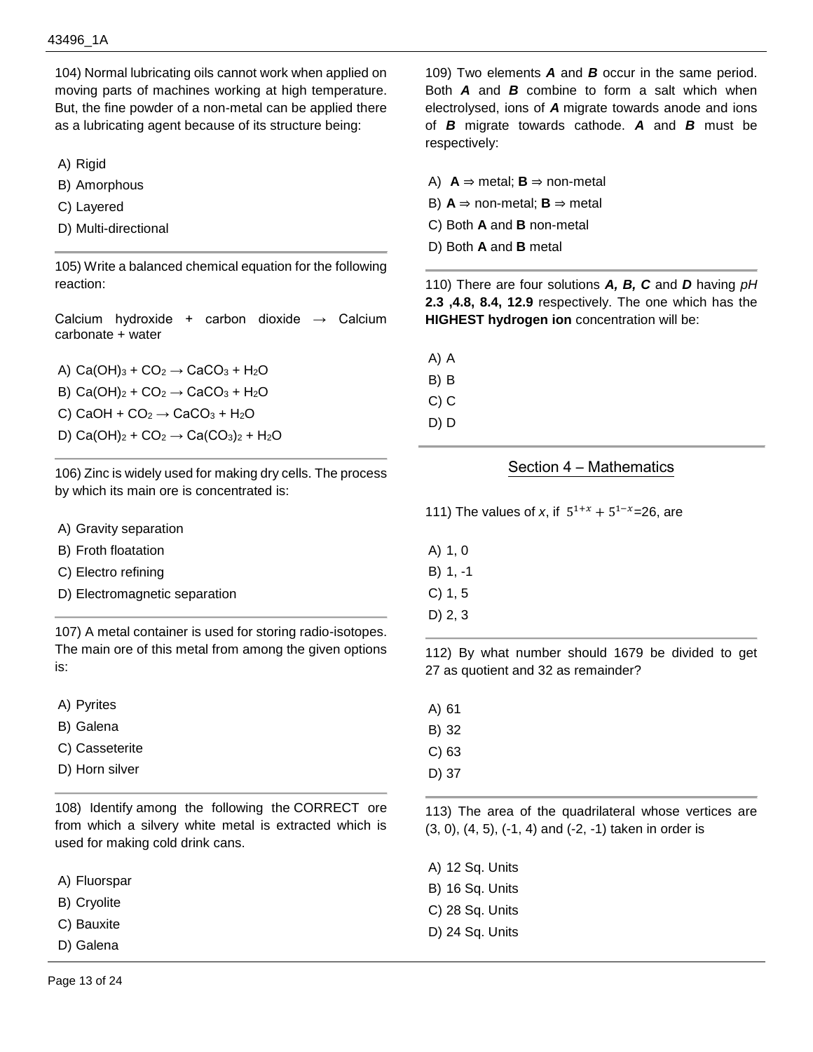104) Normal lubricating oils cannot work when applied on moving parts of machines working at high temperature. But, the fine powder of a non-metal can be applied there as a lubricating agent because of its structure being:

A) Rigid
B) Amorphous
C) Layered
D) Multi-directional

---

105) Write a balanced chemical equation for the following reaction:

Calcium hydroxide + carbon dioxide → Calcium carbonate + water

A) $Ca(OH)_3 + CO_2 \rightarrow CaCO_3 + H_2O$
B) $Ca(OH)_2 + CO_2 \rightarrow CaCO_3 + H_2O$
C) $CaOH + CO_2 \rightarrow CaCO_3 + H_2O$
D) $Ca(OH)_2 + CO_2 \rightarrow Ca(CO_3)_2 + H_2O$

---

106) Zinc is widely used for making dry cells. The process by which its main ore is concentrated is:

A) Gravity separation
B) Froth floatation
C) Electro refining
D) Electromagnetic separation

---

107) A metal container is used for storing radio-isotopes. The main ore of this metal from among the given options is:

A) Pyrites
B) Galena
C) Casseterite
D) Horn silver

---

108) Identify among the following the CORRECT ore from which a silvery white metal is extracted which is used for making cold drink cans.

A) Fluorspar
B) Cryolite
C) Bauxite
D) Galena

---

109) Two elements ***A*** and ***B*** occur in the same period. Both ***A*** and ***B*** combine to form a salt which when electrolysed, ions of ***A*** migrate towards anode and ions of ***B*** migrate towards cathode. ***A*** and ***B*** must be respectively:

A) **A** ⇒ metal; **B** ⇒ non-metal
B) **A** ⇒ non-metal; **B** ⇒ metal
C) Both **A** and **B** non-metal
D) Both **A** and **B** metal

---

110) There are four solutions ***A, B, C*** and ***D*** having *pH* **2.3 ,4.8, 8.4, 12.9** respectively. The one which has the **HIGHEST hydrogen ion** concentration will be:

A) A
B) B
C) C
D) D

---

## Section 4 – Mathematics

111) The values of *x*, if $5^{1+x} + 5^{1-x}$=26, are

A) 1, 0
B) 1, -1
C) 1, 5
D) 2, 3

---

112) By what number should 1679 be divided to get 27 as quotient and 32 as remainder?

A) 61
B) 32
C) 63
D) 37

---

113) The area of the quadrilateral whose vertices are (3, 0), (4, 5), (-1, 4) and (-2, -1) taken in order is

A) 12 Sq. Units
B) 16 Sq. Units
C) 28 Sq. Units
D) 24 Sq. Units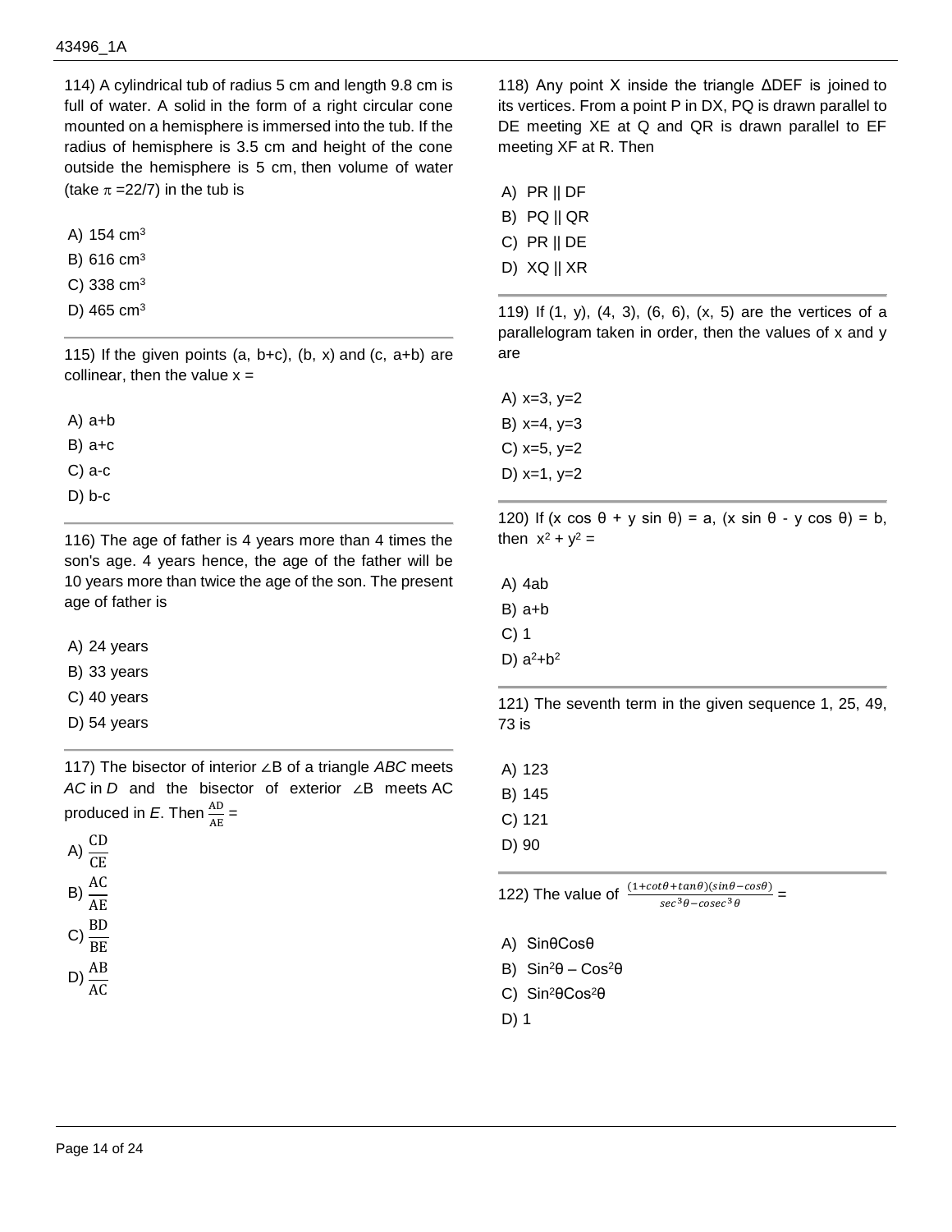114) A cylindrical tub of radius 5 cm and length 9.8 cm is full of water. A solid in the form of a right circular cone mounted on a hemisphere is immersed into the tub. If the radius of hemisphere is 3.5 cm and height of the cone outside the hemisphere is 5 cm, then volume of water (take $\pi$ =22/7) in the tub is

A) 154 $cm^3$
B) 616 $cm^3$
C) 338 $cm^3$
D) 465 $cm^3$

---

115) If the given points (a, b+c), (b, x) and (c, a+b) are collinear, then the value x =

A) a+b
B) a+c
C) a-c
D) b-c

---

116) The age of father is 4 years more than 4 times the son's age. 4 years hence, the age of the father will be 10 years more than twice the age of the son. The present age of father is

A) 24 years
B) 33 years
C) 40 years
D) 54 years

---

117) The bisector of interior ∠B of a triangle *ABC* meets *AC* in *D* and the bisector of exterior ∠B meets AC produced in *E*. Then $\frac{AD}{AE}$ =

A) $\frac{CD}{CE}$
B) $\frac{AC}{AE}$
C) $\frac{BD}{BE}$
D) $\frac{AB}{AC}$

---

118) Any point X inside the triangle ΔDEF is joined to its vertices. From a point P in DX, PQ is drawn parallel to DE meeting XE at Q and QR is drawn parallel to EF meeting XF at R. Then

A) PR || DF
B) PQ || QR
C) PR || DE
D) XQ || XR

---

119) If (1, y), (4, 3), (6, 6), (x, 5) are the vertices of a parallelogram taken in order, then the values of x and y are

A) x=3, y=2
B) x=4, y=3
C) x=5, y=2
D) x=1, y=2

---

120) If $(x \cos \theta + y \sin \theta) = a$, $(x \sin \theta - y \cos \theta) = b$, then $x^2 + y^2$ =

A) 4ab
B) a+b
C) 1
D) $a^2+b^2$

---

121) The seventh term in the given sequence 1, 25, 49, 73 is

A) 123
B) 145
C) 121
D) 90

---

122) The value of $\frac{(1+cot\theta+tan\theta)(sin\theta-cos\theta)}{sec^3\theta-cosec^3\theta}$ =

A) $\sin\theta\cos\theta$
B) $\sin^2\theta - \cos^2\theta$
C) $\sin^2\theta\cos^2\theta$
D) 1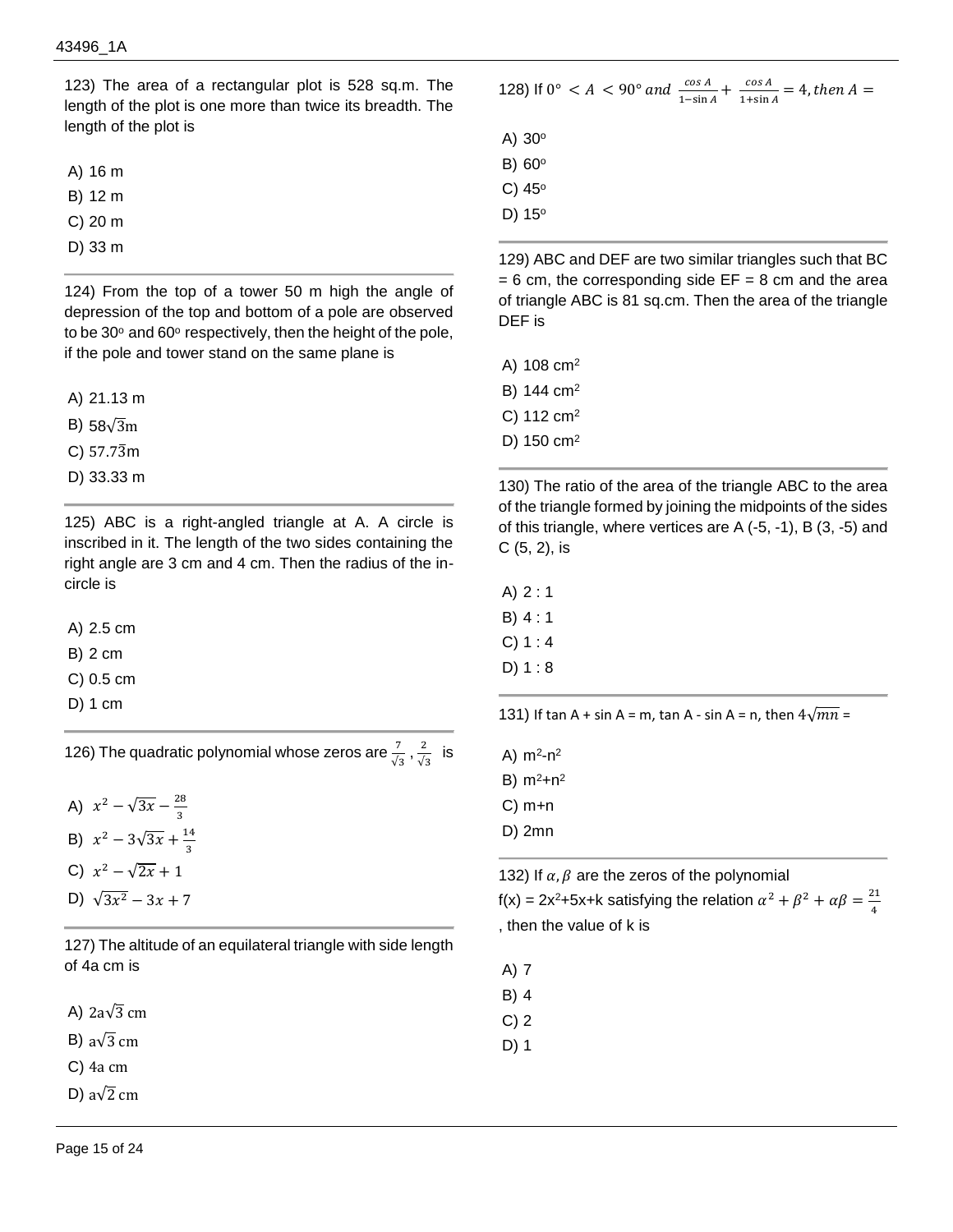123) The area of a rectangular plot is 528 sq.m. The length of the plot is one more than twice its breadth. The length of the plot is

A) 16 m
B) 12 m
C) 20 m
D) 33 m

124) From the top of a tower 50 m high the angle of depression of the top and bottom of a pole are observed to be 30° and 60° respectively, then the height of the pole, if the pole and tower stand on the same plane is

A) 21.13 m
B) $58\sqrt{3}$m
C) $57.7\overline{3}$m
D) 33.33 m

125) ABC is a right-angled triangle at A. A circle is inscribed in it. The length of the two sides containing the right angle are 3 cm and 4 cm. Then the radius of the in-circle is

A) 2.5 cm
B) 2 cm
C) 0.5 cm
D) 1 cm

126) The quadratic polynomial whose zeros are $\frac{7}{\sqrt{3}}, \frac{2}{\sqrt{3}}$ is

A) $x^2 - \sqrt{3x} - \frac{28}{3}$
B) $x^2 - 3\sqrt{3x} + \frac{14}{3}$
C) $x^2 - \sqrt{2x} + 1$
D) $\sqrt{3x^2} - 3x + 7$

127) The altitude of an equilateral triangle with side length of 4a cm is

A) $2a\sqrt{3}$ cm
B) $a\sqrt{3}$ cm
C) 4a cm
D) $a\sqrt{2}$ cm

128) If $0° < A < 90°$ and $\frac{\cos A}{1-\sin A} + \frac{\cos A}{1+\sin A} = 4$, then $A =$

A) 30°
B) 60°
C) 45°
D) 15°

129) ABC and DEF are two similar triangles such that BC = 6 cm, the corresponding side EF = 8 cm and the area of triangle ABC is 81 sq.cm. Then the area of the triangle DEF is

A) 108 $cm^2$
B) 144 $cm^2$
C) 112 $cm^2$
D) 150 $cm^2$

130) The ratio of the area of the triangle ABC to the area of the triangle formed by joining the midpoints of the sides of this triangle, where vertices are A (-5, -1), B (3, -5) and C (5, 2), is

A) 2 : 1
B) 4 : 1
C) 1 : 4
D) 1 : 8

131) If tan A + sin A = m, tan A - sin A = n, then $4\sqrt{mn}$ =

A) $m^2-n^2$
B) $m^2+n^2$
C) m+n
D) 2mn

132) If $\alpha, \beta$ are the zeros of the polynomial
f(x) = $2x^2+5x+k$ satisfying the relation $\alpha^2 + \beta^2 + \alpha\beta = \frac{21}{4}$, then the value of k is

A) 7
B) 4
C) 2
D) 1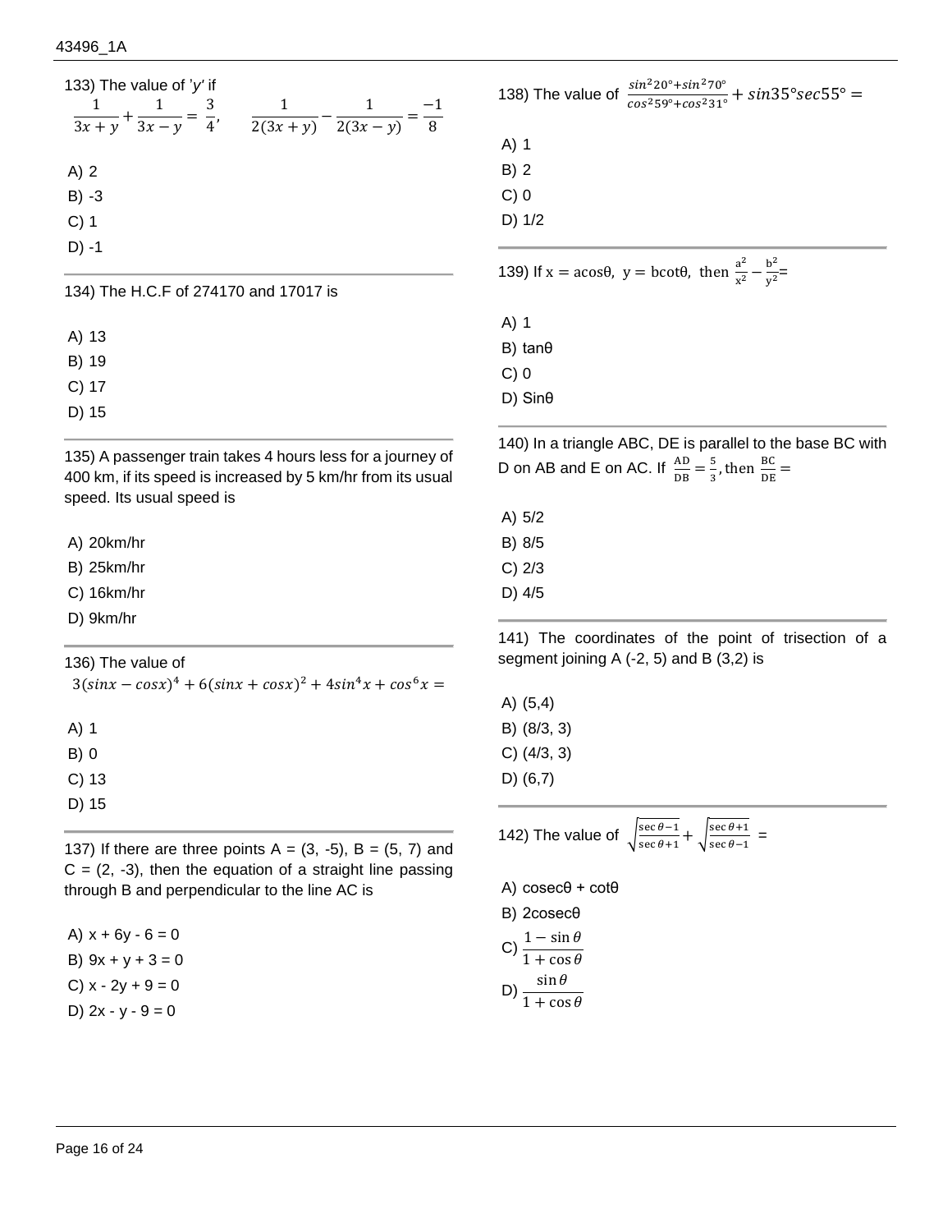133) The value of '$y$' if $\frac{1}{3x+y} + \frac{1}{3x-y} = \frac{3}{4}$, $\frac{1}{2(3x+y)} - \frac{1}{2(3x-y)} = \frac{-1}{8}$

A) 2
B) -3
C) 1
D) -1

---

134) The H.C.F of 274170 and 17017 is

A) 13
B) 19
C) 17
D) 15

---

135) A passenger train takes 4 hours less for a journey of 400 km, if its speed is increased by 5 km/hr from its usual speed. Its usual speed is

A) 20km/hr
B) 25km/hr
C) 16km/hr
D) 9km/hr

---

136) The value of $3(sinx - cosx)^4 + 6(sinx + cosx)^2 + 4sin^4x + cos^6x =$

A) 1
B) 0
C) 13
D) 15

---

137) If there are three points A = (3, -5), B = (5, 7) and C = (2, -3), then the equation of a straight line passing through B and perpendicular to the line AC is

A) x + 6y - 6 = 0
B) 9x + y + 3 = 0
C) x - 2y + 9 = 0
D) 2x - y - 9 = 0

---

138) The value of $\frac{sin^2 20° + sin^2 70°}{cos^2 59° + cos^2 31°} + sin35° sec55° =$

A) 1
B) 2
C) 0
D) 1/2

---

139) If $x = a\cos\theta$, $y = b\cot\theta$, then $\frac{a^2}{x^2} - \frac{b^2}{y^2}$=

A) 1
B) tanθ
C) 0
D) Sinθ

---

140) In a triangle ABC, DE is parallel to the base BC with D on AB and E on AC. If $\frac{AD}{DB} = \frac{5}{3}$, then $\frac{BC}{DE} =$

A) 5/2
B) 8/5
C) 2/3
D) 4/5

---

141) The coordinates of the point of trisection of a segment joining A (-2, 5) and B (3,2) is

A) (5,4)
B) (8/3, 3)
C) (4/3, 3)
D) (6,7)

---

142) The value of $\sqrt{\frac{\sec\theta - 1}{\sec\theta + 1}} + \sqrt{\frac{\sec\theta + 1}{\sec\theta - 1}}$ =

A) cosecθ + cotθ
B) 2cosecθ
C) $\frac{1 - \sin\theta}{1 + \cos\theta}$
D) $\frac{\sin\theta}{1 + \cos\theta}$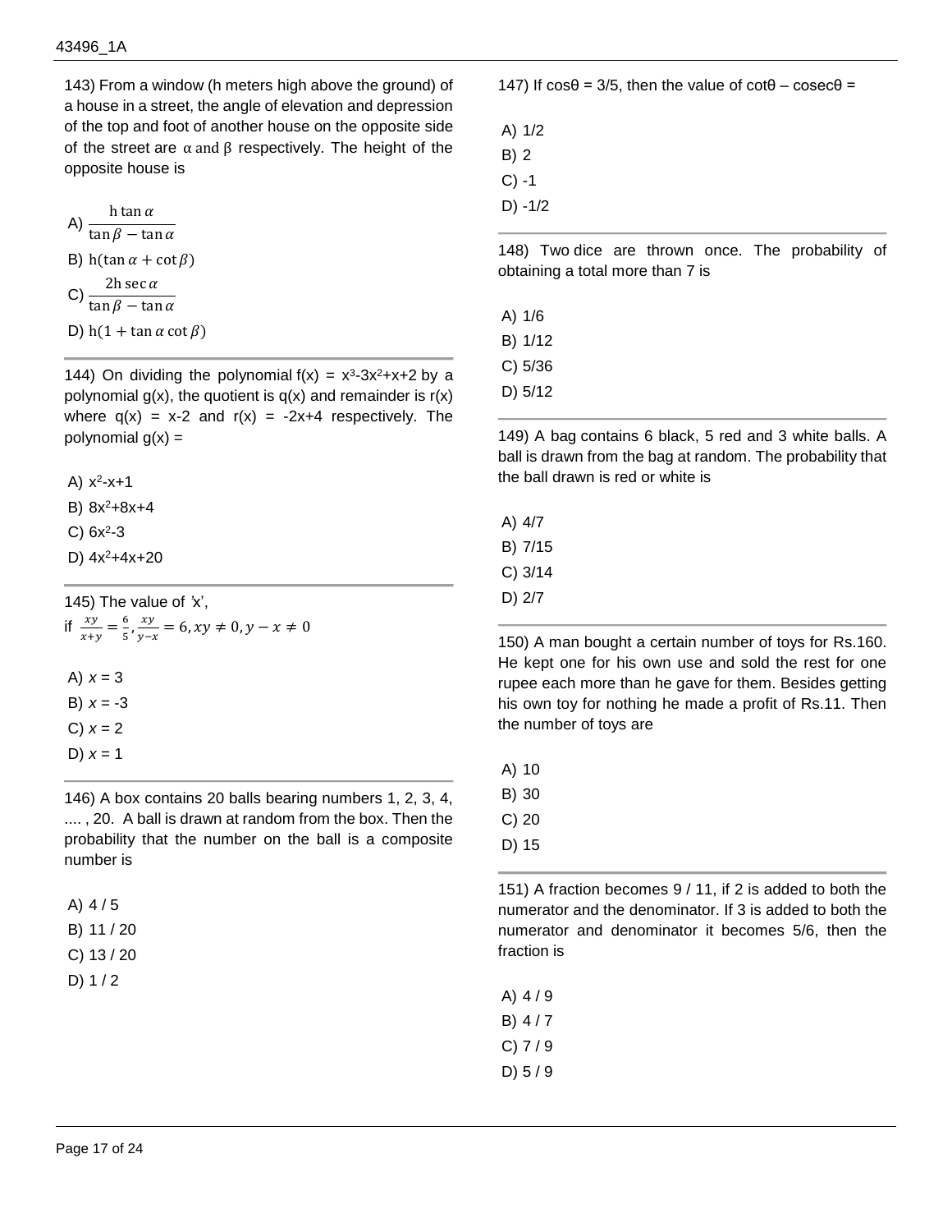143) From a window (h meters high above the ground) of a house in a street, the angle of elevation and depression of the top and foot of another house on the opposite side of the street are $\alpha$ and $\beta$ respectively. The height of the opposite house is

A) $\frac{\text{h} \tan \alpha}{\tan \beta - \tan \alpha}$

B) $\text{h}(\tan \alpha + \cot \beta)$

C) $\frac{2\text{h} \sec \alpha}{\tan \beta - \tan \alpha}$

D) $\text{h}(1 + \tan \alpha \cot \beta)$

---

144) On dividing the polynomial $f(x) = x^3-3x^2+x+2$ by a polynomial $g(x)$, the quotient is $q(x)$ and remainder is $r(x)$ where $q(x) = x-2$ and $r(x) = -2x+4$ respectively. The polynomial $g(x) =$

A) $x^2-x+1$

B) $8x^2+8x+4$

C) $6x^2-3$

D) $4x^2+4x+20$

---

145) The value of 'x',
if $\frac{xy}{x+y} = \frac{6}{5}, \frac{xy}{y-x} = 6, xy \neq 0, y - x \neq 0$

A) $x = 3$

B) $x = -3$

C) $x = 2$

D) $x = 1$

---

146) A box contains 20 balls bearing numbers 1, 2, 3, 4, .... , 20. A ball is drawn at random from the box. Then the probability that the number on the ball is a composite number is

A) 4 / 5

B) 11 / 20

C) 13 / 20

D) 1 / 2

---

147) If cosθ = 3/5, then the value of cotθ – cosecθ =

A) 1/2

B) 2

C) -1

D) -1/2

---

148) Two dice are thrown once. The probability of obtaining a total more than 7 is

A) 1/6

B) 1/12

C) 5/36

D) 5/12

---

149) A bag contains 6 black, 5 red and 3 white balls. A ball is drawn from the bag at random. The probability that the ball drawn is red or white is

A) 4/7

B) 7/15

C) 3/14

D) 2/7

---

150) A man bought a certain number of toys for Rs.160. He kept one for his own use and sold the rest for one rupee each more than he gave for them. Besides getting his own toy for nothing he made a profit of Rs.11. Then the number of toys are

A) 10

B) 30

C) 20

D) 15

---

151) A fraction becomes 9 / 11, if 2 is added to both the numerator and the denominator. If 3 is added to both the numerator and denominator it becomes 5/6, then the fraction is

A) 4 / 9

B) 4 / 7

C) 7 / 9

D) 5 / 9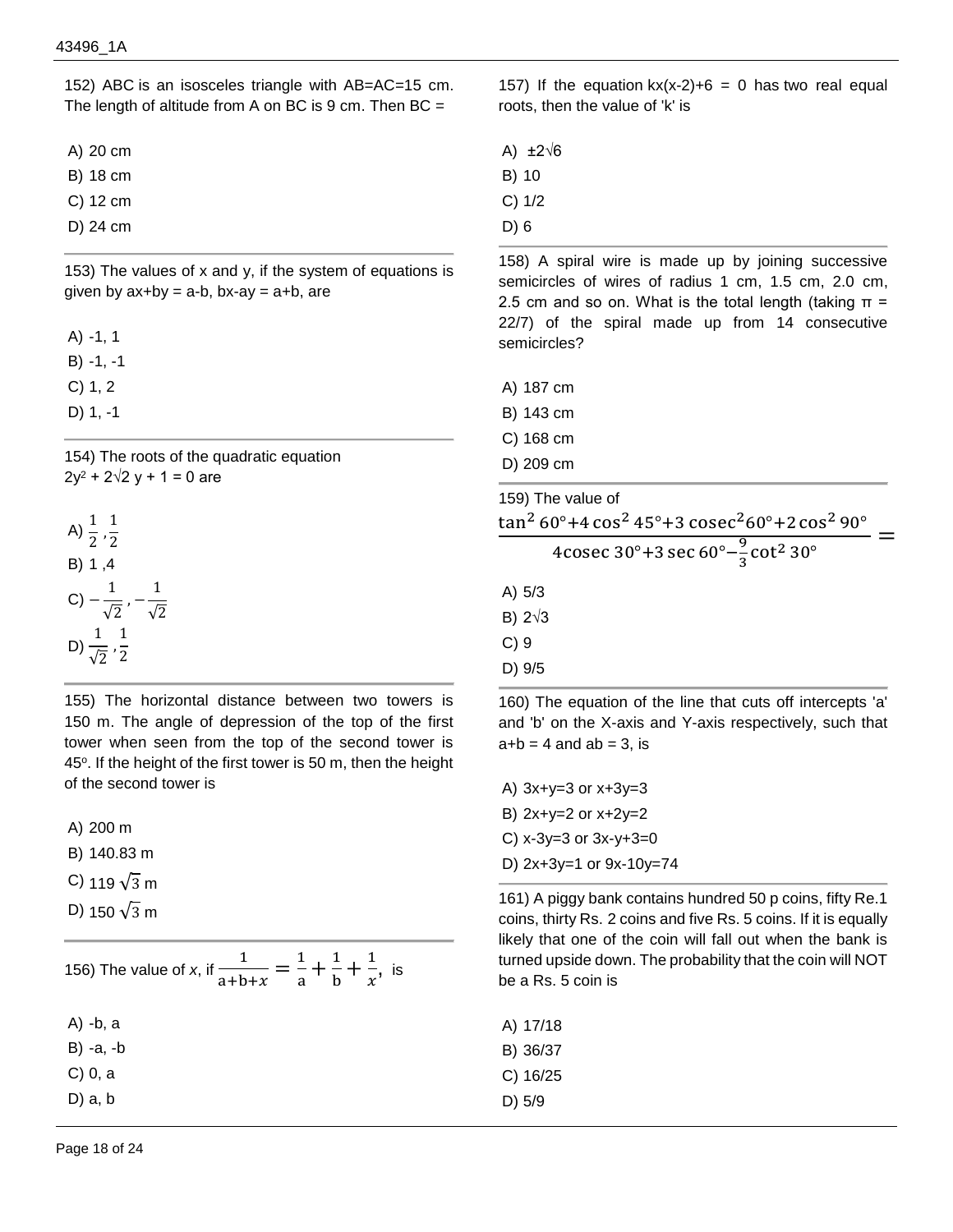152) ABC is an isosceles triangle with AB=AC=15 cm. The length of altitude from A on BC is 9 cm. Then BC =

A) 20 cm
B) 18 cm
C) 12 cm
D) 24 cm

153) The values of x and y, if the system of equations is given by ax+by = a-b, bx-ay = a+b, are

A) -1, 1
B) -1, -1
C) 1, 2
D) 1, -1

154) The roots of the quadratic equation $2y^2 + 2\sqrt{2}\,y + 1 = 0$ are

A) $\frac{1}{2}, \frac{1}{2}$
B) 1 ,4
C) $-\frac{1}{\sqrt{2}}, -\frac{1}{\sqrt{2}}$
D) $\frac{1}{\sqrt{2}}, \frac{1}{2}$

155) The horizontal distance between two towers is 150 m. The angle of depression of the top of the first tower when seen from the top of the second tower is $45^o$. If the height of the first tower is 50 m, then the height of the second tower is

A) 200 m
B) 140.83 m
C) $119\sqrt{3}$ m
D) $150\sqrt{3}$ m

156) The value of *x*, if $\frac{1}{a+b+x} = \frac{1}{a} + \frac{1}{b} + \frac{1}{x},$ is

A) -b, a
B) -a, -b
C) 0, a
D) a, b

157) If the equation kx(x-2)+6 = 0 has two real equal roots, then the value of 'k' is

A) $\pm 2\sqrt{6}$
B) 10
C) 1/2
D) 6

158) A spiral wire is made up by joining successive semicircles of wires of radius 1 cm, 1.5 cm, 2.0 cm, 2.5 cm and so on. What is the total length (taking π = 22/7) of the spiral made up from 14 consecutive semicircles?

A) 187 cm
B) 143 cm
C) 168 cm
D) 209 cm

159) The value of

$$\frac{\tan^2 60° + 4\cos^2 45° + 3\,\text{cosec}^2 60° + 2\cos^2 90°}{4\text{cosec}\,30° + 3\sec 60° - \frac{9}{3}\cot^2 30°} =$$

A) 5/3
B) $2\sqrt{3}$
C) 9
D) 9/5

160) The equation of the line that cuts off intercepts 'a' and 'b' on the X-axis and Y-axis respectively, such that a+b = 4 and ab = 3, is

A) 3x+y=3 or x+3y=3
B) 2x+y=2 or x+2y=2
C) x-3y=3 or 3x-y+3=0
D) 2x+3y=1 or 9x-10y=74

161) A piggy bank contains hundred 50 p coins, fifty Re.1 coins, thirty Rs. 2 coins and five Rs. 5 coins. If it is equally likely that one of the coin will fall out when the bank is turned upside down. The probability that the coin will NOT be a Rs. 5 coin is

A) 17/18
B) 36/37
C) 16/25
D) 5/9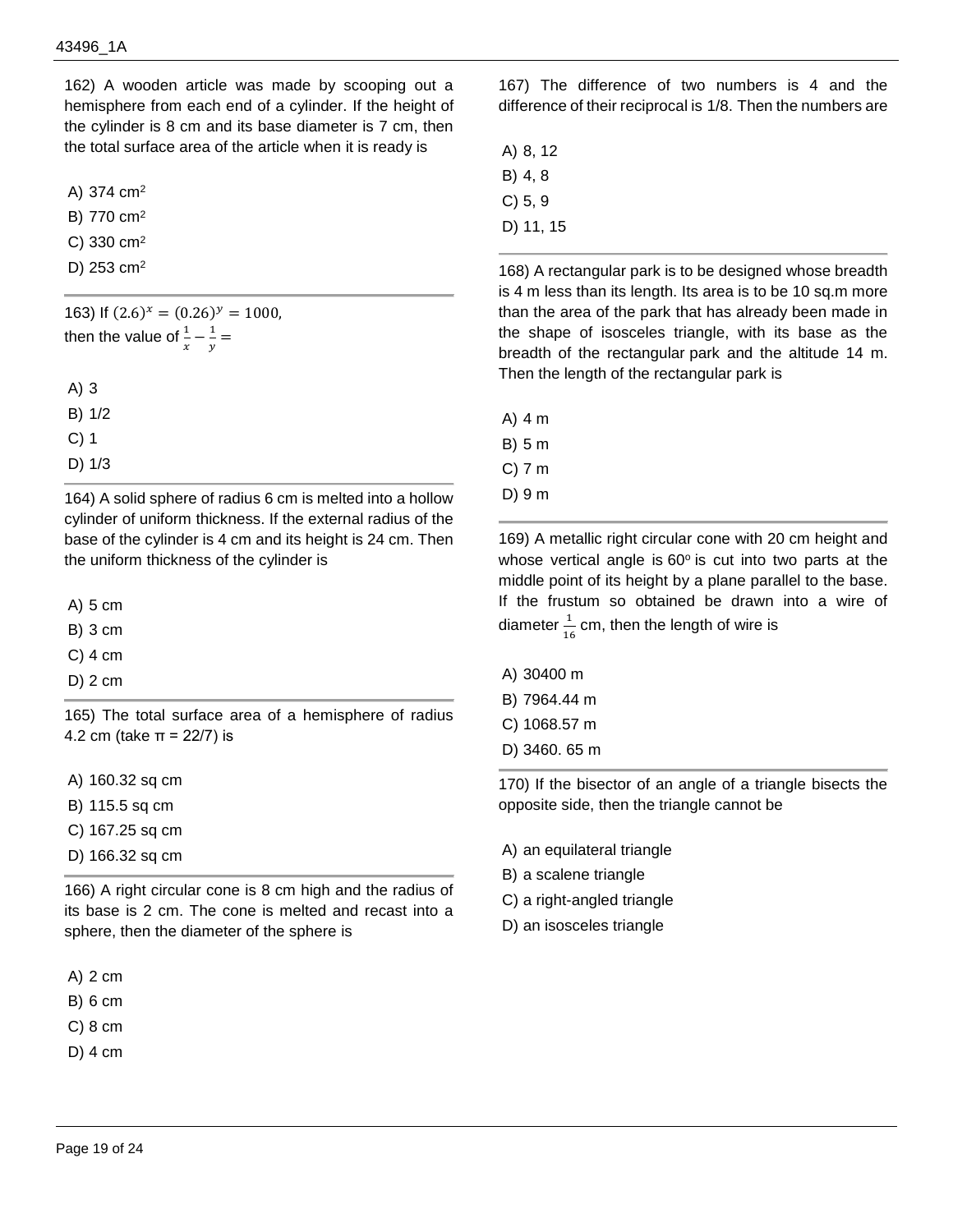162) A wooden article was made by scooping out a hemisphere from each end of a cylinder. If the height of the cylinder is 8 cm and its base diameter is 7 cm, then the total surface area of the article when it is ready is

A) 374 $cm^2$

B) 770 $cm^2$

C) 330 $cm^2$

D) 253 $cm^2$

---

163) If $(2.6)^x = (0.26)^y = 1000,$
then the value of $\frac{1}{x} - \frac{1}{y} =$

A) 3

B) 1/2

C) 1

D) 1/3

---

164) A solid sphere of radius 6 cm is melted into a hollow cylinder of uniform thickness. If the external radius of the base of the cylinder is 4 cm and its height is 24 cm. Then the uniform thickness of the cylinder is

A) 5 cm

B) 3 cm

C) 4 cm

D) 2 cm

---

165) The total surface area of a hemisphere of radius 4.2 cm (take π = 22/7) is

A) 160.32 sq cm

B) 115.5 sq cm

C) 167.25 sq cm

D) 166.32 sq cm

---

166) A right circular cone is 8 cm high and the radius of its base is 2 cm. The cone is melted and recast into a sphere, then the diameter of the sphere is

A) 2 cm

B) 6 cm

C) 8 cm

D) 4 cm

---

167) The difference of two numbers is 4 and the difference of their reciprocal is 1/8. Then the numbers are

A) 8, 12

B) 4, 8

C) 5, 9

D) 11, 15

---

168) A rectangular park is to be designed whose breadth is 4 m less than its length. Its area is to be 10 sq.m more than the area of the park that has already been made in the shape of isosceles triangle, with its base as the breadth of the rectangular park and the altitude 14 m. Then the length of the rectangular park is

A) 4 m

B) 5 m

C) 7 m

D) 9 m

---

169) A metallic right circular cone with 20 cm height and whose vertical angle is $60^o$ is cut into two parts at the middle point of its height by a plane parallel to the base. If the frustum so obtained be drawn into a wire of diameter $\frac{1}{16}$ cm, then the length of wire is

A) 30400 m

B) 7964.44 m

C) 1068.57 m

D) 3460. 65 m

---

170) If the bisector of an angle of a triangle bisects the opposite side, then the triangle cannot be

A) an equilateral triangle

B) a scalene triangle

C) a right-angled triangle

D) an isosceles triangle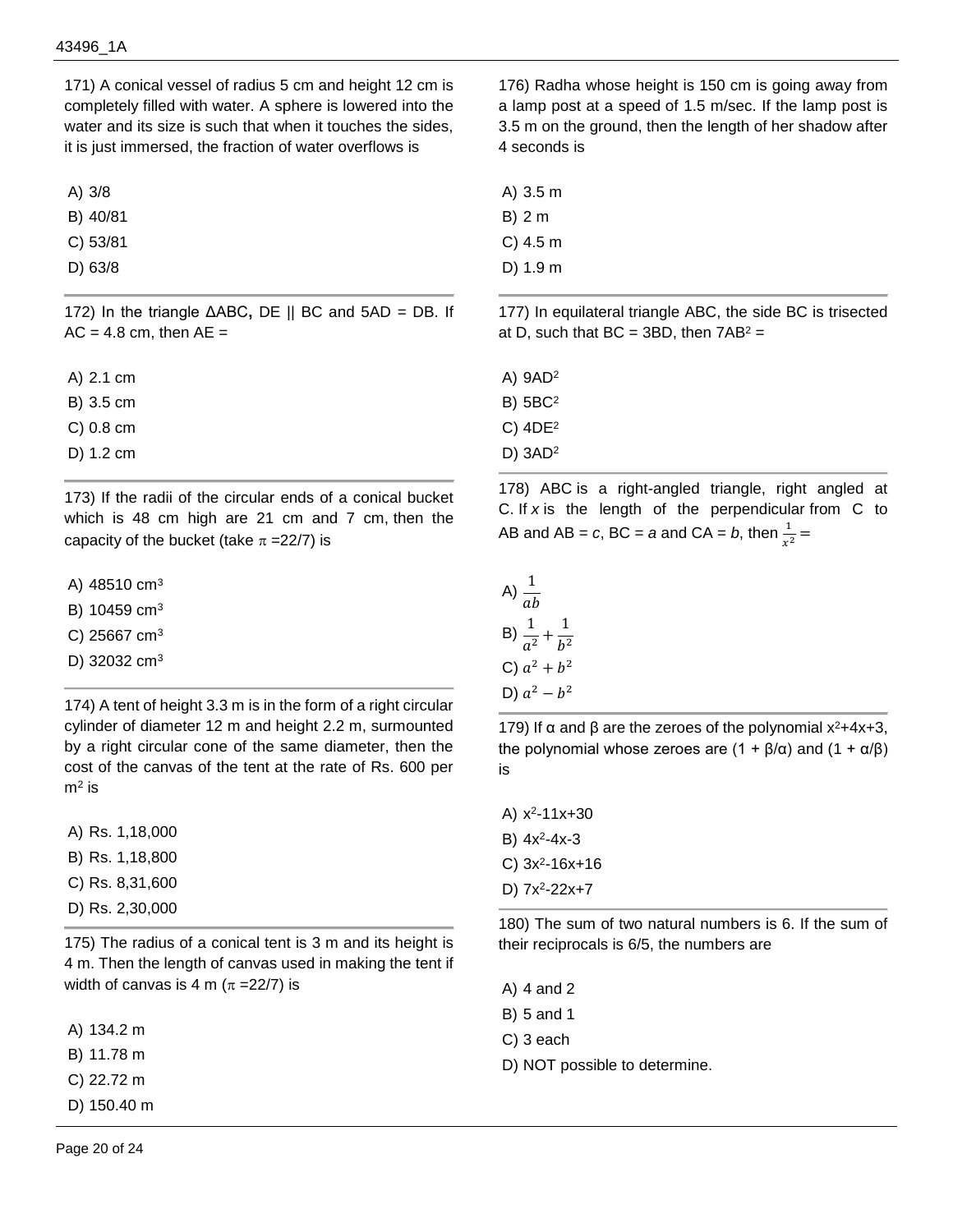171) A conical vessel of radius 5 cm and height 12 cm is completely filled with water. A sphere is lowered into the water and its size is such that when it touches the sides, it is just immersed, the fraction of water overflows is

A) 3/8
B) 40/81
C) 53/81
D) 63/8

172) In the triangle ΔABC, DE || BC and 5AD = DB. If AC = 4.8 cm, then AE =

A) 2.1 cm
B) 3.5 cm
C) 0.8 cm
D) 1.2 cm

173) If the radii of the circular ends of a conical bucket which is 48 cm high are 21 cm and 7 cm, then the capacity of the bucket (take $\pi$ =22/7) is

A) 48510 $cm^3$
B) 10459 $cm^3$
C) 25667 $cm^3$
D) 32032 $cm^3$

174) A tent of height 3.3 m is in the form of a right circular cylinder of diameter 12 m and height 2.2 m, surmounted by a right circular cone of the same diameter, then the cost of the canvas of the tent at the rate of Rs. 600 per $m^2$ is

A) Rs. 1,18,000
B) Rs. 1,18,800
C) Rs. 8,31,600
D) Rs. 2,30,000

175) The radius of a conical tent is 3 m and its height is 4 m. Then the length of canvas used in making the tent if width of canvas is 4 m ($\pi$ =22/7) is

A) 134.2 m
B) 11.78 m
C) 22.72 m
D) 150.40 m

176) Radha whose height is 150 cm is going away from a lamp post at a speed of 1.5 m/sec. If the lamp post is 3.5 m on the ground, then the length of her shadow after 4 seconds is

A) 3.5 m
B) 2 m
C) 4.5 m
D) 1.9 m

177) In equilateral triangle ABC, the side BC is trisected at D, such that BC = 3BD, then $7AB^2$ =

A) $9AD^2$
B) $5BC^2$
C) $4DE^2$
D) $3AD^2$

178) ABC is a right-angled triangle, right angled at C. If $x$ is the length of the perpendicular from C to AB and AB = $c$, BC = $a$ and CA = $b$, then $\frac{1}{x^2} =$

A) $\frac{1}{ab}$
B) $\frac{1}{a^2} + \frac{1}{b^2}$
C) $a^2 + b^2$
D) $a^2 - b^2$

179) If α and β are the zeroes of the polynomial $x^2+4x+3$, the polynomial whose zeroes are (1 + β/α) and (1 + α/β) is

A) $x^2-11x+30$
B) $4x^2-4x-3$
C) $3x^2-16x+16$
D) $7x^2-22x+7$

180) The sum of two natural numbers is 6. If the sum of their reciprocals is 6/5, the numbers are

A) 4 and 2
B) 5 and 1
C) 3 each
D) NOT possible to determine.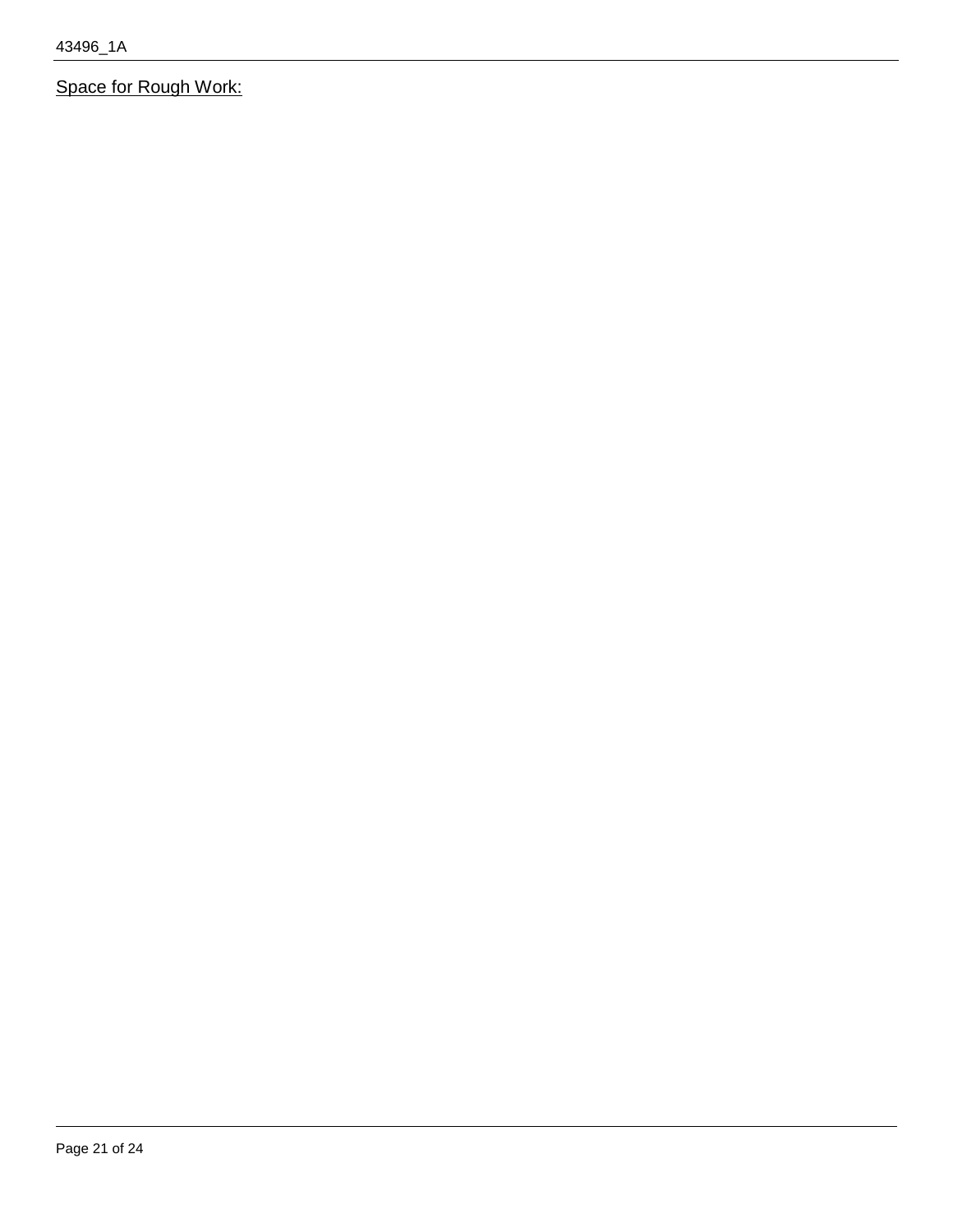Space for Rough Work: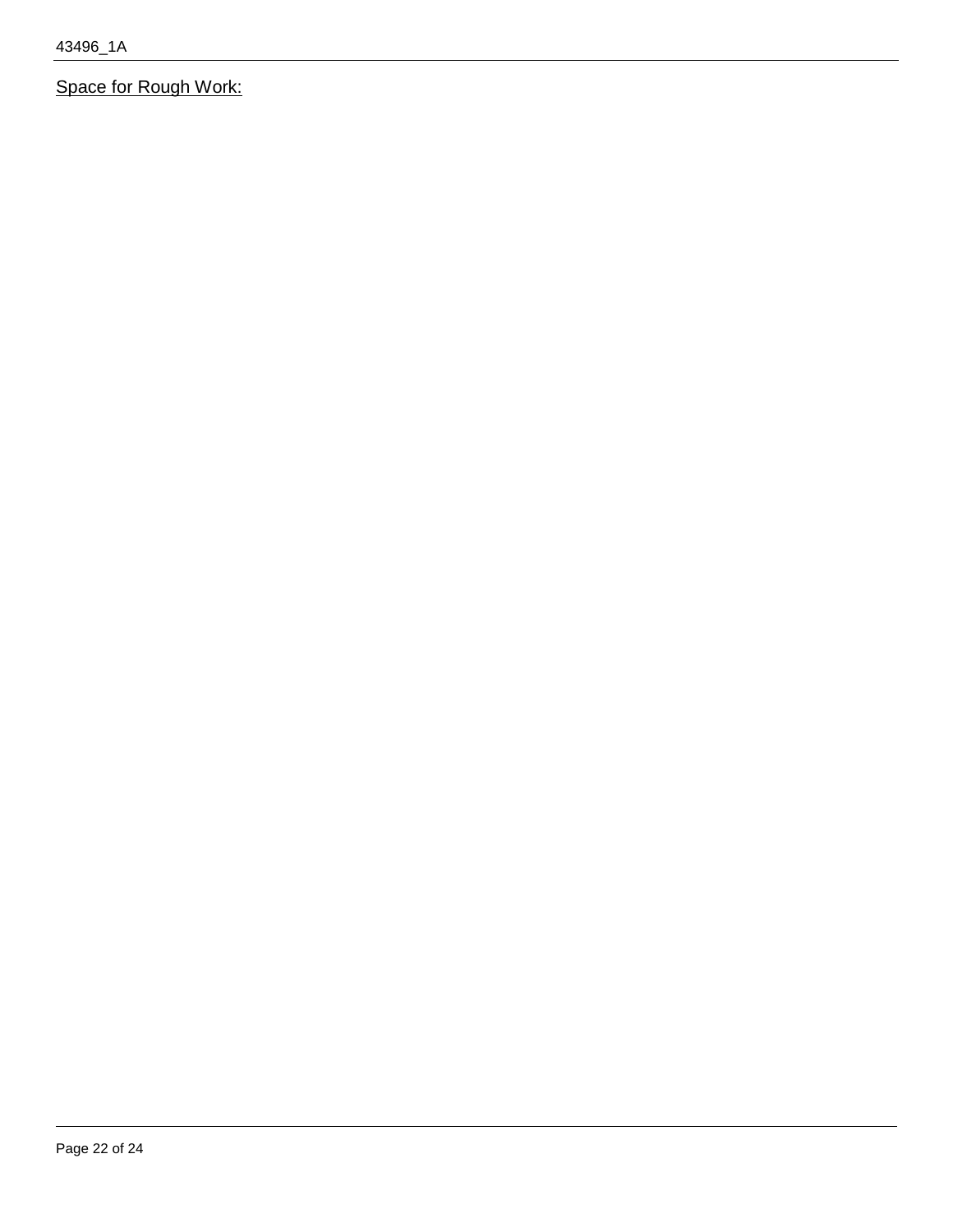Space for Rough Work: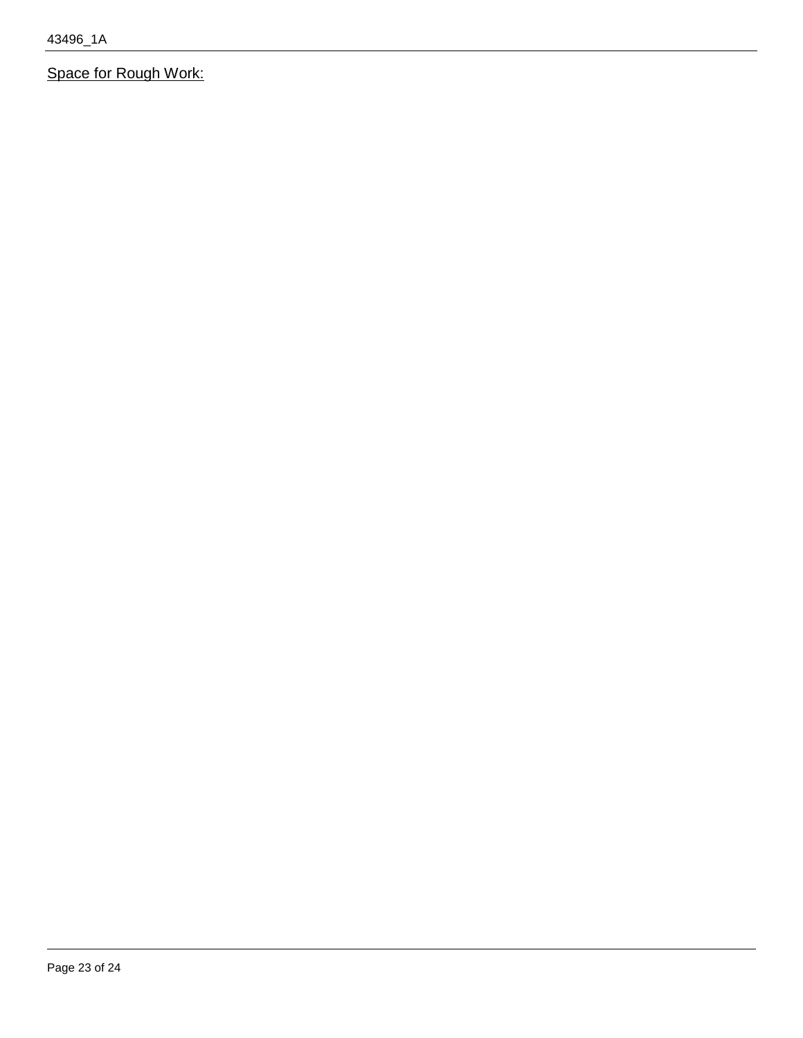Space for Rough Work: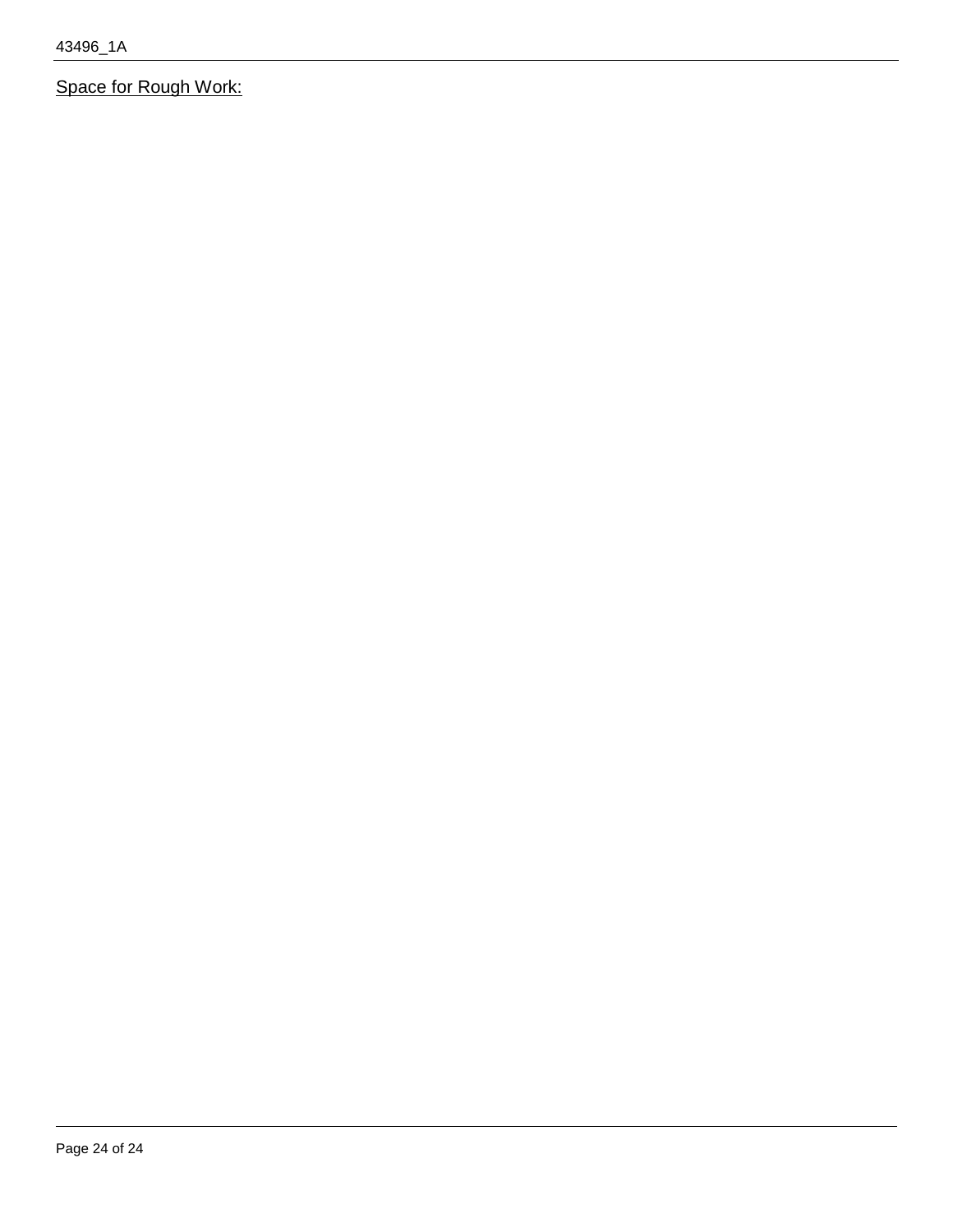Space for Rough Work: